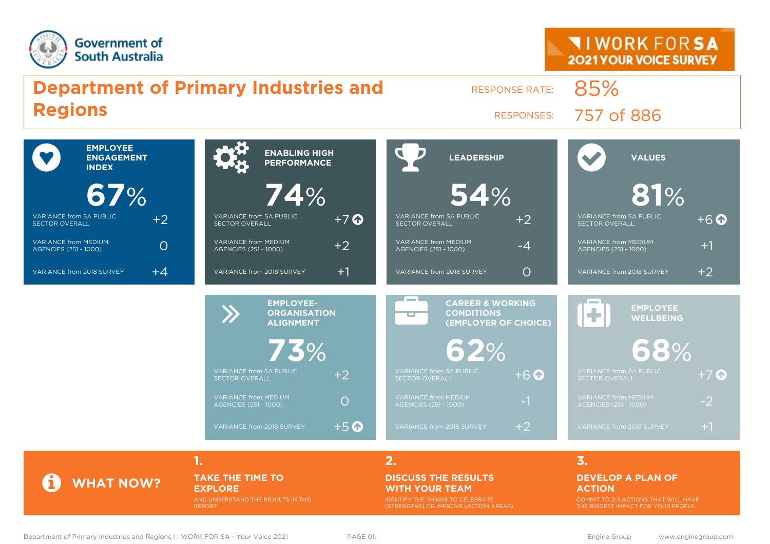Government of South Australia

I WORK FOR SA
2021 YOUR VOICE SURVEY

# Department of Primary Industries and Regions

RESPONSE RATE: 85%

RESPONSES: 757 of 886

## EMPLOYEE ENGAGEMENT INDEX

**67%**

| | |
|---|---|
| VARIANCE from SA PUBLIC SECTOR OVERALL | +2 |
| VARIANCE from MEDIUM AGENCIES (251 - 1000) | 0 |
| VARIANCE from 2018 SURVEY | +4 |

## ENABLING HIGH PERFORMANCE

**74%**

| | |
|---|---|
| VARIANCE from SA PUBLIC SECTOR OVERALL | +7 ↑ |
| VARIANCE from MEDIUM AGENCIES (251 - 1000) | +2 |
| VARIANCE from 2018 SURVEY | +1 |

## LEADERSHIP

**54%**

| | |
|---|---|
| VARIANCE from SA PUBLIC SECTOR OVERALL | +2 |
| VARIANCE from MEDIUM AGENCIES (251 - 1000) | -4 |
| VARIANCE from 2018 SURVEY | 0 |

## VALUES

**81%**

| | |
|---|---|
| VARIANCE from SA PUBLIC SECTOR OVERALL | +6 ↑ |
| VARIANCE from MEDIUM AGENCIES (251 - 1000) | +1 |
| VARIANCE from 2018 SURVEY | +2 |

## EMPLOYEE-ORGANISATION ALIGNMENT

**73%**

| | |
|---|---|
| VARIANCE from SA PUBLIC SECTOR OVERALL | +2 |
| VARIANCE from MEDIUM AGENCIES (251 - 1000) | 0 |
| VARIANCE from 2018 SURVEY | +5 ↑ |

## CAREER & WORKING CONDITIONS (EMPLOYER OF CHOICE)

**62%**

| | |
|---|---|
| VARIANCE from SA PUBLIC SECTOR OVERALL | +6 ↑ |
| VARIANCE from MEDIUM AGENCIES (251 - 1000) | -1 |
| VARIANCE from 2018 SURVEY | +2 |

## EMPLOYEE WELLBEING

**68%**

| | |
|---|---|
| VARIANCE from SA PUBLIC SECTOR OVERALL | +7 ↑ |
| VARIANCE from MEDIUM AGENCIES (251 - 1000) | -2 |
| VARIANCE from 2018 SURVEY | +1 |

## WHAT NOW?

1. **TAKE THE TIME TO EXPLORE**
   AND UNDERSTAND THE RESULTS IN THIS REPORT.

2. **DISCUSS THE RESULTS WITH YOUR TEAM**
   IDENTIFY THE THINGS TO CELEBRATE (STRENGTHS) OR IMPROVE (ACTION AREAS).

3. **DEVELOP A PLAN OF ACTION**
   COMMIT TO 2-3 ACTIONS THAT WILL HAVE THE BIGGEST IMPACT FOR YOUR PEOPLE.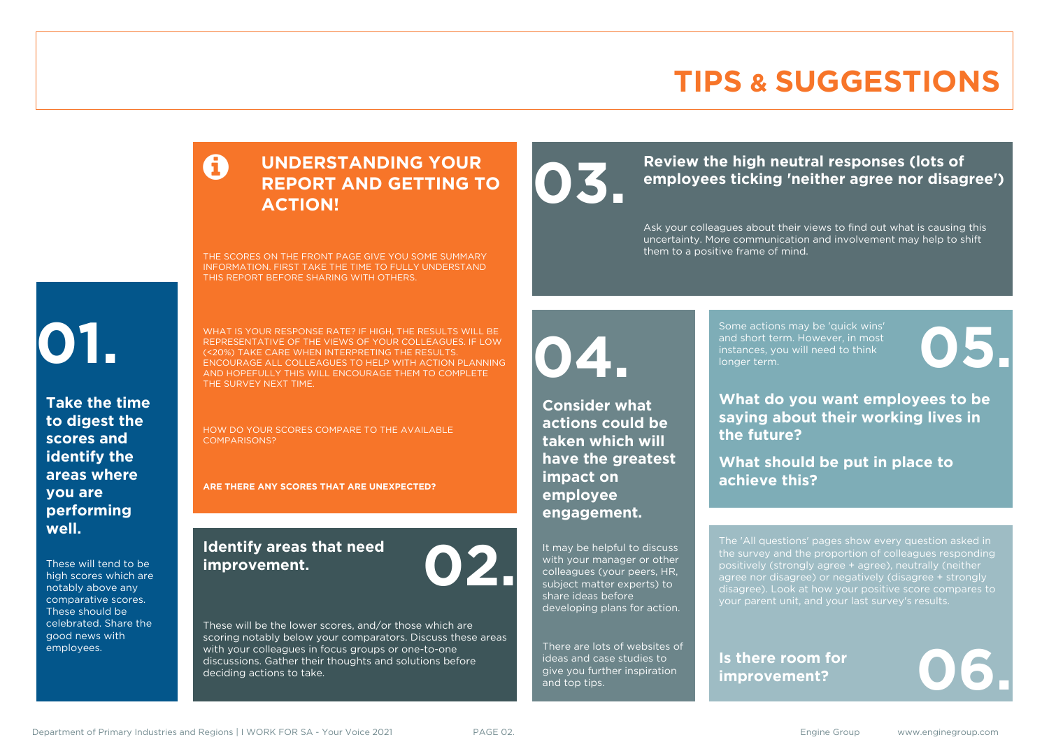# TIPS & SUGGESTIONS

## UNDERSTANDING YOUR REPORT AND GETTING TO ACTION!

THE SCORES ON THE FRONT PAGE GIVE YOU SOME SUMMARY INFORMATION. FIRST TAKE THE TIME TO FULLY UNDERSTAND THIS REPORT BEFORE SHARING WITH OTHERS.

WHAT IS YOUR RESPONSE RATE? IF HIGH, THE RESULTS WILL BE REPRESENTATIVE OF THE VIEWS OF YOUR COLLEAGUES. IF LOW (<20%) TAKE CARE WHEN INTERPRETING THE RESULTS. ENCOURAGE ALL COLLEAGUES TO HELP WITH ACTION PLANNING AND HOPEFULLY THIS WILL ENCOURAGE THEM TO COMPLETE THE SURVEY NEXT TIME.

HOW DO YOUR SCORES COMPARE TO THE AVAILABLE COMPARISONS?

**ARE THERE ANY SCORES THAT ARE UNEXPECTED?**

## 01.

**Take the time to digest the scores and identify the areas where you are performing well.**

These will tend to be high scores which are notably above any comparative scores. These should be celebrated. Share the good news with employees.

## 02.

**Identify areas that need improvement.**

These will be the lower scores, and/or those which are scoring notably below your comparators. Discuss these areas with your colleagues in focus groups or one-to-one discussions. Gather their thoughts and solutions before deciding actions to take.

## 03.

**Review the high neutral responses (lots of employees ticking 'neither agree nor disagree')**

Ask your colleagues about their views to find out what is causing this uncertainty. More communication and involvement may help to shift them to a positive frame of mind.

## 04.

**Consider what actions could be taken which will have the greatest impact on employee engagement.**

It may be helpful to discuss with your manager or other colleagues (your peers, HR, subject matter experts) to share ideas before developing plans for action.

There are lots of websites of ideas and case studies to give you further inspiration and top tips.

## 05.

Some actions may be 'quick wins' and short term. However, in most instances, you will need to think longer term.

**What do you want employees to be saying about their working lives in the future?**

**What should be put in place to achieve this?**

## 06.

The 'All questions' pages show every question asked in the survey and the proportion of colleagues responding positively (strongly agree + agree), neutrally (neither agree nor disagree) or negatively (disagree + strongly disagree). Look at how your positive score compares to your parent unit, and your last survey's results.

**Is there room for improvement?**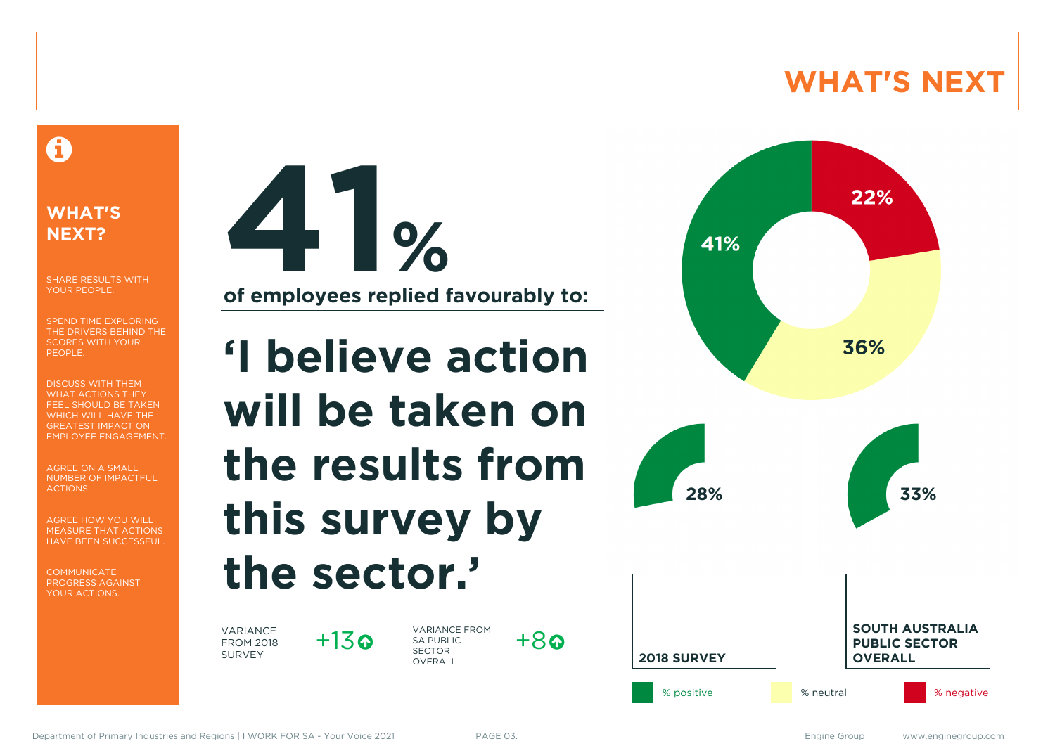# WHAT'S NEXT

## WHAT'S NEXT?

SHARE RESULTS WITH YOUR PEOPLE.

SPEND TIME EXPLORING THE DRIVERS BEHIND THE SCORES WITH YOUR PEOPLE.

DISCUSS WITH THEM WHAT ACTIONS THEY FEEL SHOULD BE TAKEN WHICH WILL HAVE THE GREATEST IMPACT ON EMPLOYEE ENGAGEMENT.

AGREE ON A SMALL NUMBER OF IMPACTFUL ACTIONS.

AGREE HOW YOU WILL MEASURE THAT ACTIONS HAVE BEEN SUCCESSFUL.

COMMUNICATE PROGRESS AGAINST YOUR ACTIONS.

**41%**

**of employees replied favourably to:**

# 'I believe action will be taken on the results from this survey by the sector.'

VARIANCE FROM 2018 SURVEY +13

VARIANCE FROM SA PUBLIC SECTOR OVERALL +8

41% | 36% | 22%

28% — **2018 SURVEY**

33% — **SOUTH AUSTRALIA PUBLIC SECTOR OVERALL**

% positive | % neutral | % negative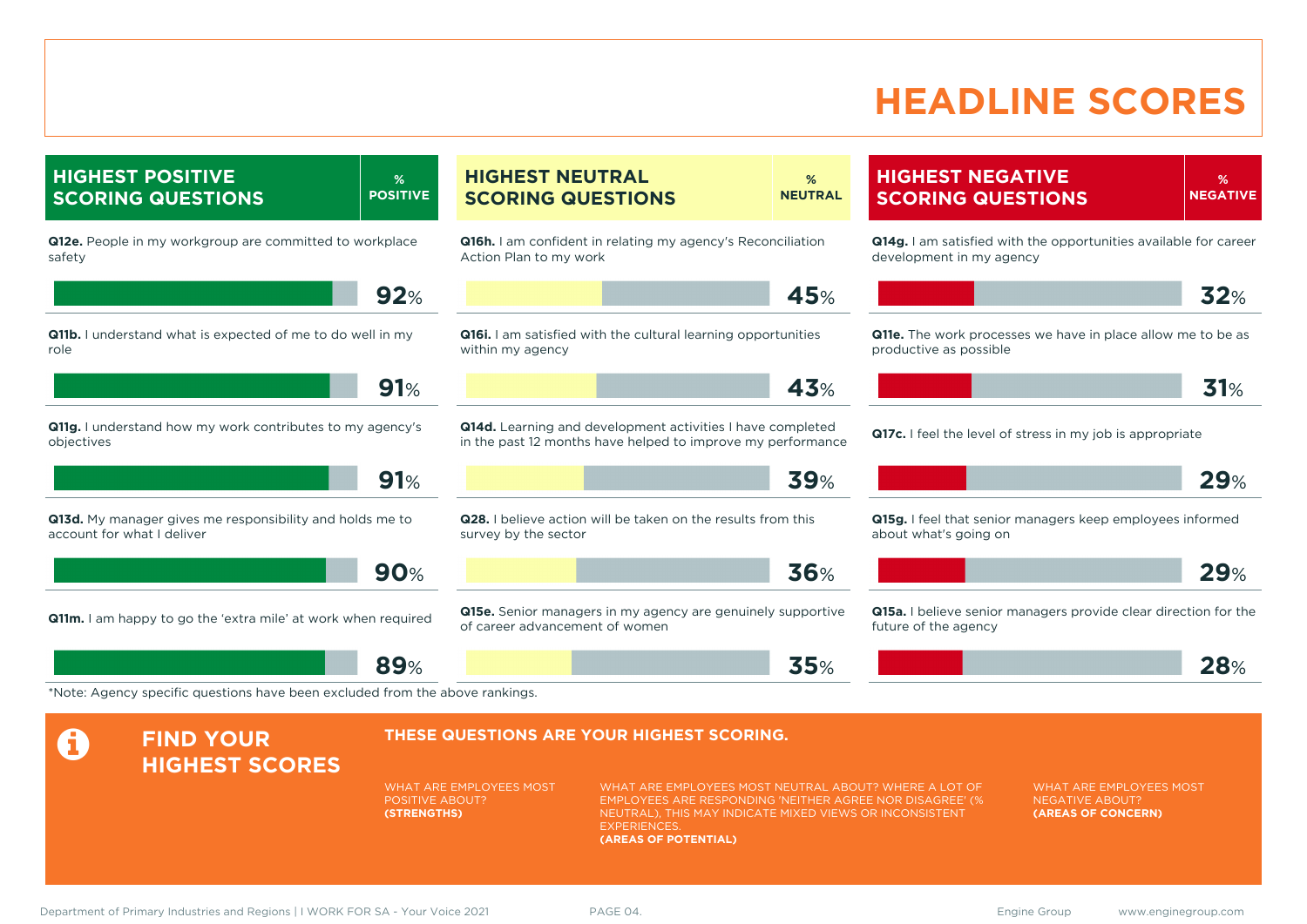# HEADLINE SCORES

## HIGHEST POSITIVE SCORING QUESTIONS

| Question | % POSITIVE |
|---|---|
| **Q12e.** People in my workgroup are committed to workplace safety | 92% |
| **Q11b.** I understand what is expected of me to do well in my role | 91% |
| **Q11g.** I understand how my work contributes to my agency's objectives | 91% |
| **Q13d.** My manager gives me responsibility and holds me to account for what I deliver | 90% |
| **Q11m.** I am happy to go the 'extra mile' at work when required | 89% |

## HIGHEST NEUTRAL SCORING QUESTIONS

| Question | % NEUTRAL |
|---|---|
| **Q16h.** I am confident in relating my agency's Reconciliation Action Plan to my work | 45% |
| **Q16i.** I am satisfied with the cultural learning opportunities within my agency | 43% |
| **Q14d.** Learning and development activities I have completed in the past 12 months have helped to improve my performance | 39% |
| **Q28.** I believe action will be taken on the results from this survey by the sector | 36% |
| **Q15e.** Senior managers in my agency are genuinely supportive of career advancement of women | 35% |

## HIGHEST NEGATIVE SCORING QUESTIONS

| Question | % NEGATIVE |
|---|---|
| **Q14g.** I am satisfied with the opportunities available for career development in my agency | 32% |
| **Q11e.** The work processes we have in place allow me to be as productive as possible | 31% |
| **Q17c.** I feel the level of stress in my job is appropriate | 29% |
| **Q15g.** I feel that senior managers keep employees informed about what's going on | 29% |
| **Q15a.** I believe senior managers provide clear direction for the future of the agency | 28% |

*Note: Agency specific questions have been excluded from the above rankings.

## FIND YOUR HIGHEST SCORES

**THESE QUESTIONS ARE YOUR HIGHEST SCORING.**

WHAT ARE EMPLOYEES MOST POSITIVE ABOUT? **(STRENGTHS)**

WHAT ARE EMPLOYEES MOST NEUTRAL ABOUT? WHERE A LOT OF EMPLOYEES ARE RESPONDING 'NEITHER AGREE NOR DISAGREE' (% NEUTRAL), THIS MAY INDICATE MIXED VIEWS OR INCONSISTENT EXPERIENCES. **(AREAS OF POTENTIAL)**

WHAT ARE EMPLOYEES MOST NEGATIVE ABOUT? **(AREAS OF CONCERN)**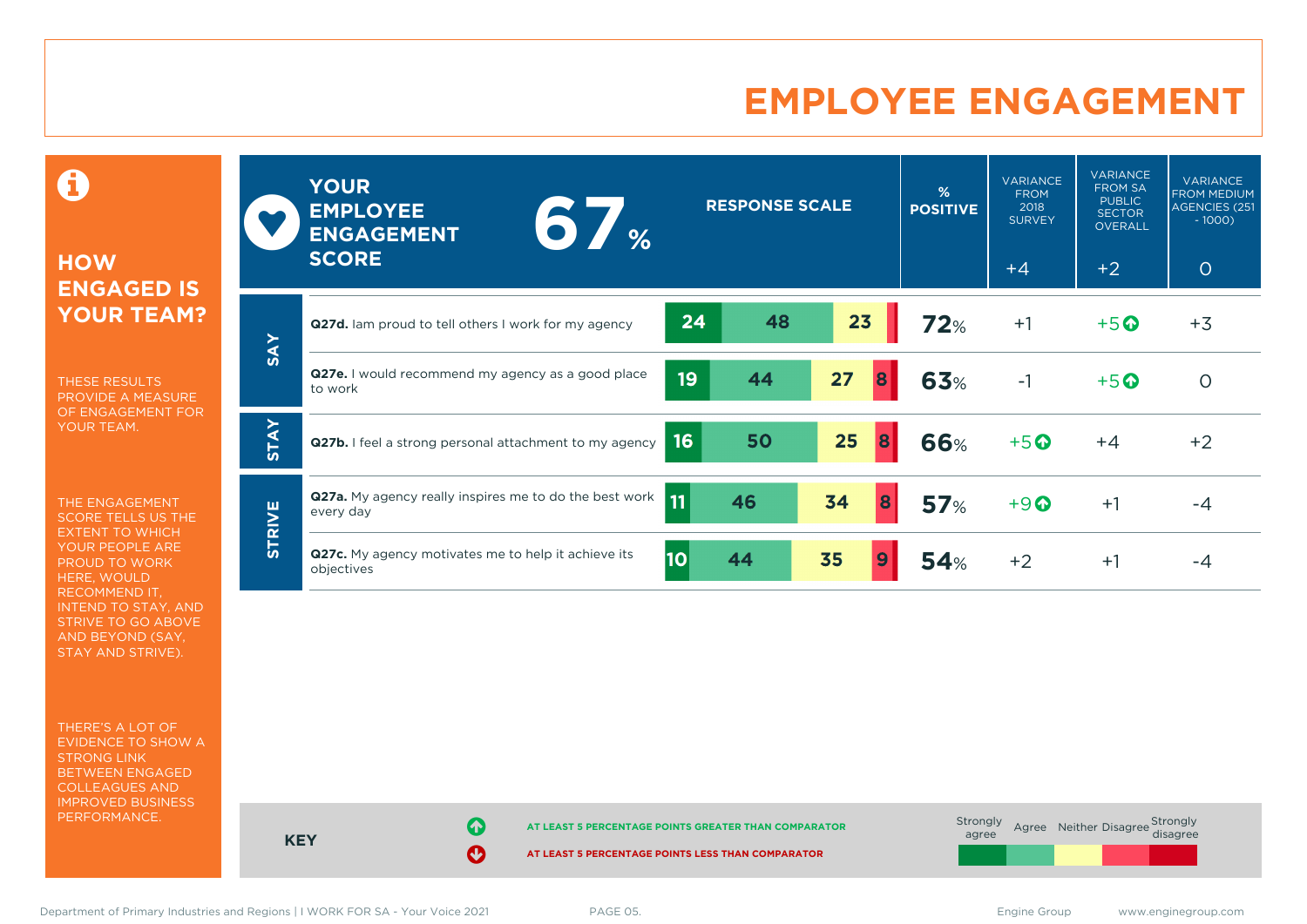# EMPLOYEE ENGAGEMENT

## HOW ENGAGED IS YOUR TEAM?

THESE RESULTS PROVIDE A MEASURE OF ENGAGEMENT FOR YOUR TEAM.

THE ENGAGEMENT SCORE TELLS US THE EXTENT TO WHICH YOUR PEOPLE ARE PROUD TO WORK HERE, WOULD RECOMMEND IT, INTEND TO STAY, AND STRIVE TO GO ABOVE AND BEYOND (SAY, STAY AND STRIVE).

THERE'S A LOT OF EVIDENCE TO SHOW A STRONG LINK BETWEEN ENGAGED COLLEAGUES AND IMPROVED BUSINESS PERFORMANCE.

**YOUR EMPLOYEE ENGAGEMENT SCORE: 67%**

| | Question | Strongly agree | Agree | Neither | Disagree | Strongly disagree | % POSITIVE | VARIANCE FROM 2018 SURVEY (+4) | VARIANCE FROM SA PUBLIC SECTOR OVERALL (+2) | VARIANCE FROM MEDIUM AGENCIES (251 - 1000) (0) |
|---|---|---|---|---|---|---|---|---|---|---|
| SAY | **Q27d.** Iam proud to tell others I work for my agency | 24 | 48 | 23 | | | 72% | +1 | +5 ↑ | +3 |
| SAY | **Q27e.** I would recommend my agency as a good place to work | 19 | 44 | 27 | 8 | | 63% | -1 | +5 ↑ | 0 |
| STAY | **Q27b.** I feel a strong personal attachment to my agency | 16 | 50 | 25 | 8 | | 66% | +5 ↑ | +4 | +2 |
| STRIVE | **Q27a.** My agency really inspires me to do the best work every day | 11 | 46 | 34 | 8 | | 57% | +9 ↑ | +1 | -4 |
| STRIVE | **Q27c.** My agency motivates me to help it achieve its objectives | 10 | 44 | 35 | 9 | | 54% | +2 | +1 | -4 |

**KEY**

↑ AT LEAST 5 PERCENTAGE POINTS GREATER THAN COMPARATOR

↓ AT LEAST 5 PERCENTAGE POINTS LESS THAN COMPARATOR

Strongly agree | Agree | Neither | Disagree | Strongly disagree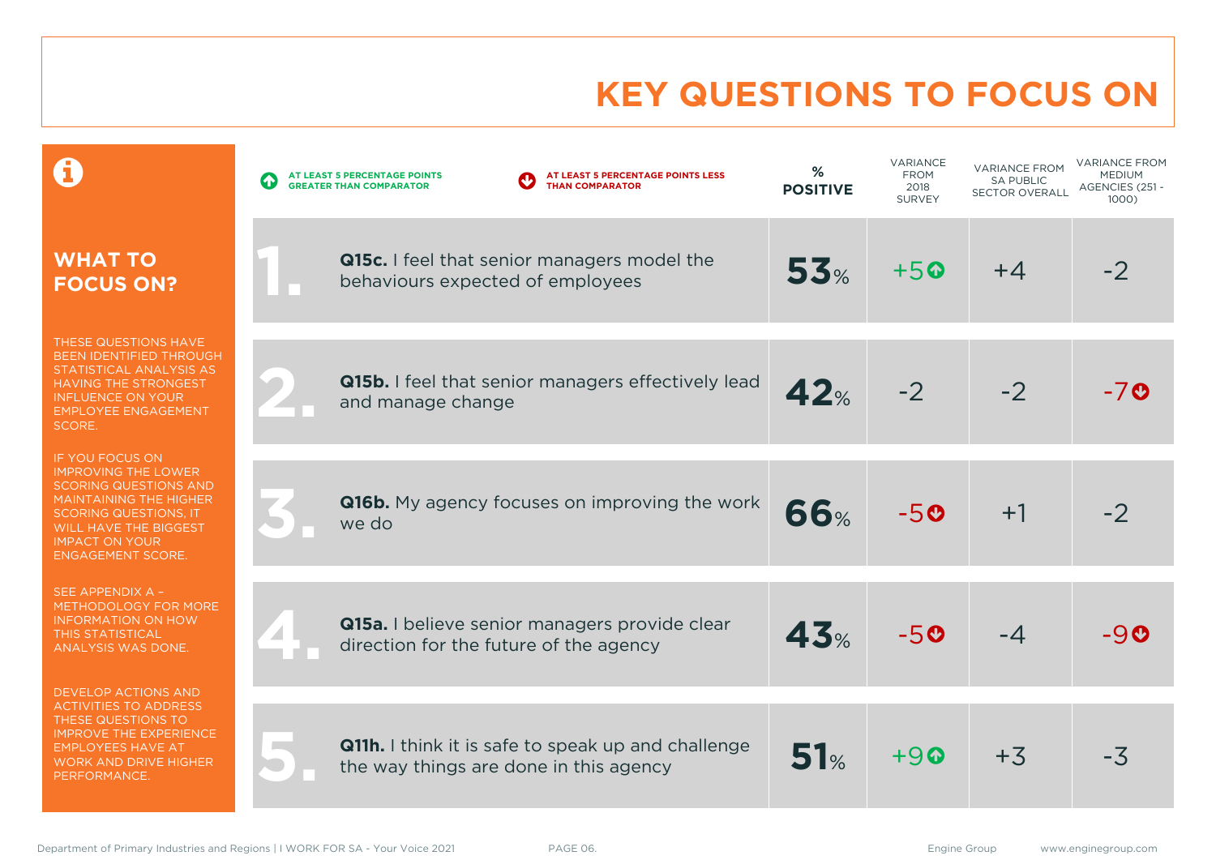# KEY QUESTIONS TO FOCUS ON

## WHAT TO FOCUS ON?

THESE QUESTIONS HAVE BEEN IDENTIFIED THROUGH STATISTICAL ANALYSIS AS HAVING THE STRONGEST INFLUENCE ON YOUR EMPLOYEE ENGAGEMENT SCORE.

IF YOU FOCUS ON IMPROVING THE LOWER SCORING QUESTIONS AND MAINTAINING THE HIGHER SCORING QUESTIONS, IT WILL HAVE THE BIGGEST IMPACT ON YOUR ENGAGEMENT SCORE.

SEE APPENDIX A – METHODOLOGY FOR MORE INFORMATION ON HOW THIS STATISTICAL ANALYSIS WAS DONE.

DEVELOP ACTIONS AND ACTIVITIES TO ADDRESS THESE QUESTIONS TO IMPROVE THE EXPERIENCE EMPLOYEES HAVE AT WORK AND DRIVE HIGHER PERFORMANCE.

↑ AT LEAST 5 PERCENTAGE POINTS GREATER THAN COMPARATOR

↓ AT LEAST 5 PERCENTAGE POINTS LESS THAN COMPARATOR

| # | Question | % POSITIVE | VARIANCE FROM 2018 SURVEY | VARIANCE FROM SA PUBLIC SECTOR OVERALL | VARIANCE FROM MEDIUM AGENCIES (251 - 1000) |
|---|---|---|---|---|---|
| 1. | **Q15c.** I feel that senior managers model the behaviours expected of employees | 53% | +5 ↑ | +4 | -2 |
| 2. | **Q15b.** I feel that senior managers effectively lead and manage change | 42% | -2 | -2 | -7 ↓ |
| 3. | **Q16b.** My agency focuses on improving the work we do | 66% | -5 ↓ | +1 | -2 |
| 4. | **Q15a.** I believe senior managers provide clear direction for the future of the agency | 43% | -5 ↓ | -4 | -9 ↓ |
| 5. | **Q11h.** I think it is safe to speak up and challenge the way things are done in this agency | 51% | +9 ↑ | +3 | -3 |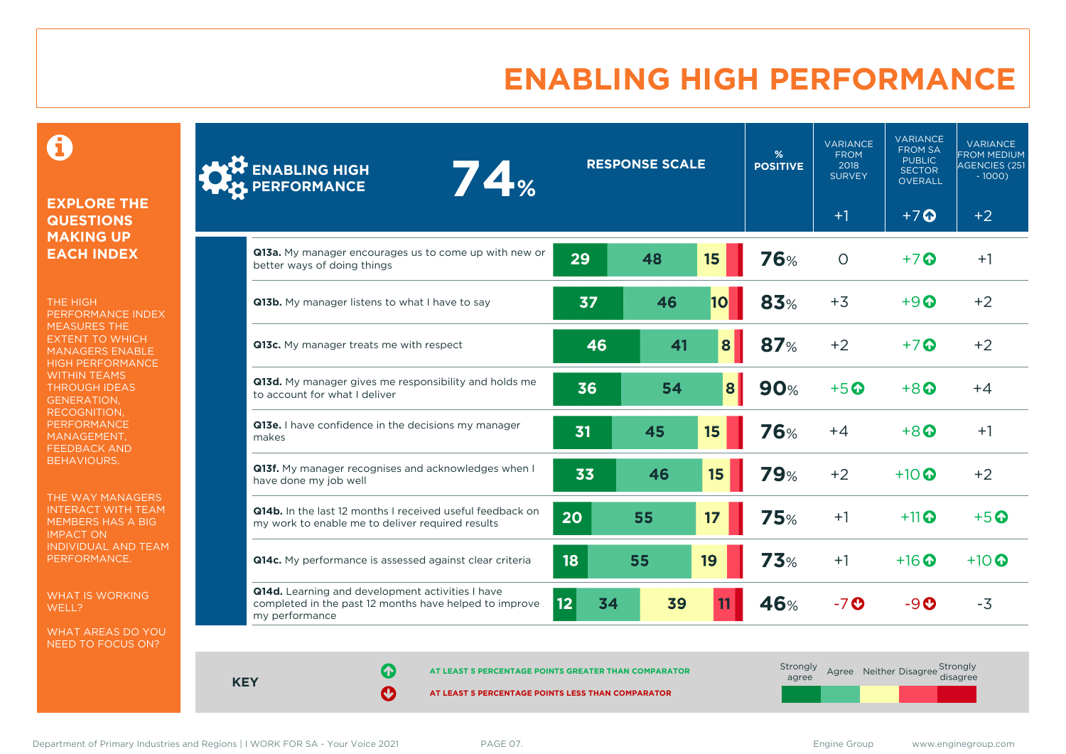# ENABLING HIGH PERFORMANCE

**EXPLORE THE QUESTIONS MAKING UP EACH INDEX**

THE HIGH PERFORMANCE INDEX MEASURES THE EXTENT TO WHICH MANAGERS ENABLE HIGH PERFORMANCE WITHIN TEAMS THROUGH IDEAS GENERATION, RECOGNITION, PERFORMANCE MANAGEMENT, FEEDBACK AND BEHAVIOURS.

THE WAY MANAGERS INTERACT WITH TEAM MEMBERS HAS A BIG IMPACT ON INDIVIDUAL AND TEAM PERFORMANCE.

WHAT IS WORKING WELL?

WHAT AREAS DO YOU NEED TO FOCUS ON?

**ENABLING HIGH PERFORMANCE 74%**

| Question | Strongly agree | Agree | Neither | Disagree / Strongly disagree | % POSITIVE | VARIANCE FROM 2018 SURVEY | VARIANCE FROM SA PUBLIC SECTOR OVERALL | VARIANCE FROM MEDIUM AGENCIES (251 - 1000) |
|---|---|---|---|---|---|---|---|---|
| **Enabling High Performance** | | | | | 74% | +1 | +7 ↑ | +2 |
| **Q13a.** My manager encourages us to come up with new or better ways of doing things | 29 | 48 | 15 | | 76% | 0 | +7 ↑ | +1 |
| **Q13b.** My manager listens to what I have to say | 37 | 46 | 10 | | 83% | +3 | +9 ↑ | +2 |
| **Q13c.** My manager treats me with respect | 46 | 41 | 8 | | 87% | +2 | +7 ↑ | +2 |
| **Q13d.** My manager gives me responsibility and holds me to account for what I deliver | 36 | 54 | 8 | | 90% | +5 ↑ | +8 ↑ | +4 |
| **Q13e.** I have confidence in the decisions my manager makes | 31 | 45 | 15 | | 76% | +4 | +8 ↑ | +1 |
| **Q13f.** My manager recognises and acknowledges when I have done my job well | 33 | 46 | 15 | | 79% | +2 | +10 ↑ | +2 |
| **Q14b.** In the last 12 months I received useful feedback on my work to enable me to deliver required results | 20 | 55 | 17 | | 75% | +1 | +11 ↑ | +5 ↑ |
| **Q14c.** My performance is assessed against clear criteria | 18 | 55 | 19 | | 73% | +1 | +16 ↑ | +10 ↑ |
| **Q14d.** Learning and development activities I have completed in the past 12 months have helped to improve my performance | 12 | 34 | 39 | 11 | 46% | -7 ↓ | -9 ↓ | -3 |

**KEY**

↑ AT LEAST 5 PERCENTAGE POINTS GREATER THAN COMPARATOR

↓ AT LEAST 5 PERCENTAGE POINTS LESS THAN COMPARATOR

Response scale: Strongly agree, Agree, Neither, Disagree, Strongly disagree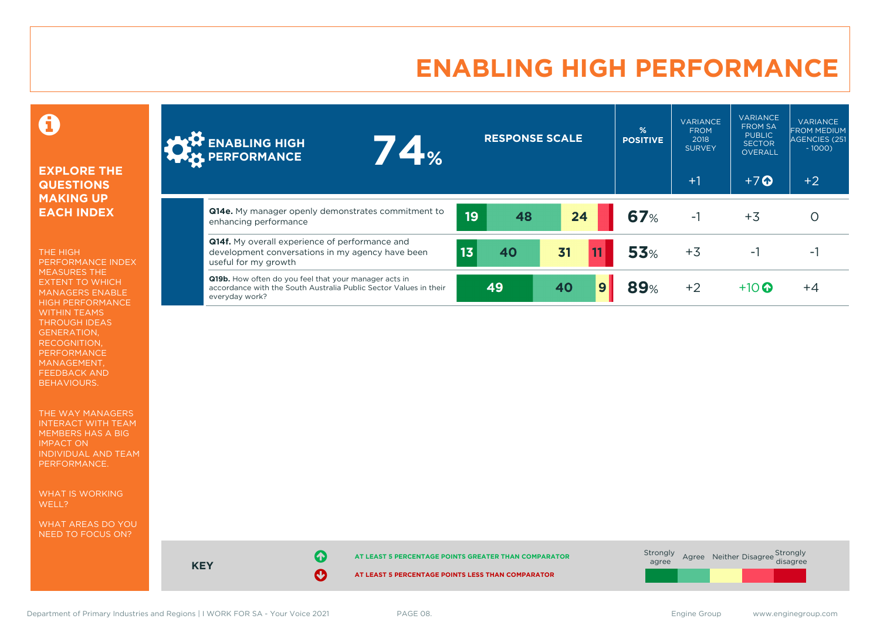# ENABLING HIGH PERFORMANCE

**EXPLORE THE QUESTIONS MAKING UP EACH INDEX**

THE HIGH PERFORMANCE INDEX MEASURES THE EXTENT TO WHICH MANAGERS ENABLE HIGH PERFORMANCE WITHIN TEAMS THROUGH IDEAS GENERATION, RECOGNITION, PERFORMANCE MANAGEMENT, FEEDBACK AND BEHAVIOURS.

THE WAY MANAGERS INTERACT WITH TEAM MEMBERS HAS A BIG IMPACT ON INDIVIDUAL AND TEAM PERFORMANCE.

WHAT IS WORKING WELL?

WHAT AREAS DO YOU NEED TO FOCUS ON?

| ENABLING HIGH PERFORMANCE 74% | RESPONSE SCALE (Strongly agree / Agree / Neither / Disagree / Strongly disagree) | % POSITIVE | VARIANCE FROM 2018 SURVEY | VARIANCE FROM SA PUBLIC SECTOR OVERALL | VARIANCE FROM MEDIUM AGENCIES (251 - 1000) |
|---|---|---|---|---|---|
| | | | +1 | +7 ↑ | +2 |
| **Q14e.** My manager openly demonstrates commitment to enhancing performance | 19 / 48 / 24 / – / – | 67% | -1 | +3 | 0 |
| **Q14f.** My overall experience of performance and development conversations in my agency have been useful for my growth | 13 / 40 / 31 / 11 / – | 53% | +3 | -1 | -1 |
| **Q19b.** How often do you feel that your manager acts in accordance with the South Australia Public Sector Values in their everyday work? | 49 / 40 / 9 / – / – | 89% | +2 | +10 ↑ | +4 |

**KEY**

↑ AT LEAST 5 PERCENTAGE POINTS GREATER THAN COMPARATOR

↓ AT LEAST 5 PERCENTAGE POINTS LESS THAN COMPARATOR

Strongly agree | Agree | Neither | Disagree | Strongly disagree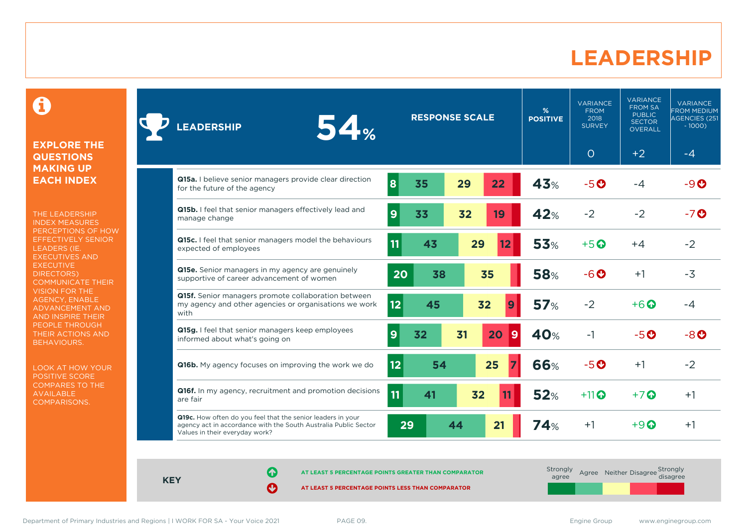# LEADERSHIP

## EXPLORE THE QUESTIONS MAKING UP EACH INDEX

THE LEADERSHIP INDEX MEASURES PERCEPTIONS OF HOW EFFECTIVELY SENIOR LEADERS (IE. EXECUTIVES AND EXECUTIVE DIRECTORS) COMMUNICATE THEIR VISION FOR THE AGENCY, ENABLE ADVANCEMENT AND AND INSPIRE THEIR PEOPLE THROUGH THEIR ACTIONS AND BEHAVIOURS.

LOOK AT HOW YOUR POSITIVE SCORE COMPARES TO THE AVAILABLE COMPARISONS.

| LEADERSHIP 54% | RESPONSE SCALE (Strongly agree / Agree / Neither / Disagree / Strongly disagree) | % POSITIVE | VARIANCE FROM 2018 SURVEY | VARIANCE FROM SA PUBLIC SECTOR OVERALL | VARIANCE FROM MEDIUM AGENCIES (251 - 1000) |
|---|---|---|---|---|---|
| | | | 0 | +2 | -4 |
| **Q15a.** I believe senior managers provide clear direction for the future of the agency | 8 / 35 / 29 / 22 / – | 43% | -5 ↓ | -4 | -9 ↓ |
| **Q15b.** I feel that senior managers effectively lead and manage change | 9 / 33 / 32 / 19 / – | 42% | -2 | -2 | -7 ↓ |
| **Q15c.** I feel that senior managers model the behaviours expected of employees | 11 / 43 / 29 / 12 / – | 53% | +5 ↑ | +4 | -2 |
| **Q15e.** Senior managers in my agency are genuinely supportive of career advancement of women | 20 / 38 / 35 / – / – | 58% | -6 ↓ | +1 | -3 |
| **Q15f.** Senior managers promote collaboration between my agency and other agencies or organisations we work with | 12 / 45 / 32 / 9 / – | 57% | -2 | +6 ↑ | -4 |
| **Q15g.** I feel that senior managers keep employees informed about what's going on | 9 / 32 / 31 / 20 / 9 | 40% | -1 | -5 ↓ | -8 ↓ |
| **Q16b.** My agency focuses on improving the work we do | 12 / 54 / 25 / 7 / – | 66% | -5 ↓ | +1 | -2 |
| **Q16f.** In my agency, recruitment and promotion decisions are fair | 11 / 41 / 32 / 11 / – | 52% | +11 ↑ | +7 ↑ | +1 |
| **Q19c.** How often do you feel that the senior leaders in your agency act in accordance with the South Australia Public Sector Values in their everyday work? | 29 / 44 / 21 / – / – | 74% | +1 | +9 ↑ | +1 |

**KEY**

↑ AT LEAST 5 PERCENTAGE POINTS GREATER THAN COMPARATOR

↓ AT LEAST 5 PERCENTAGE POINTS LESS THAN COMPARATOR

Response scale: Strongly agree, Agree, Neither, Disagree, Strongly disagree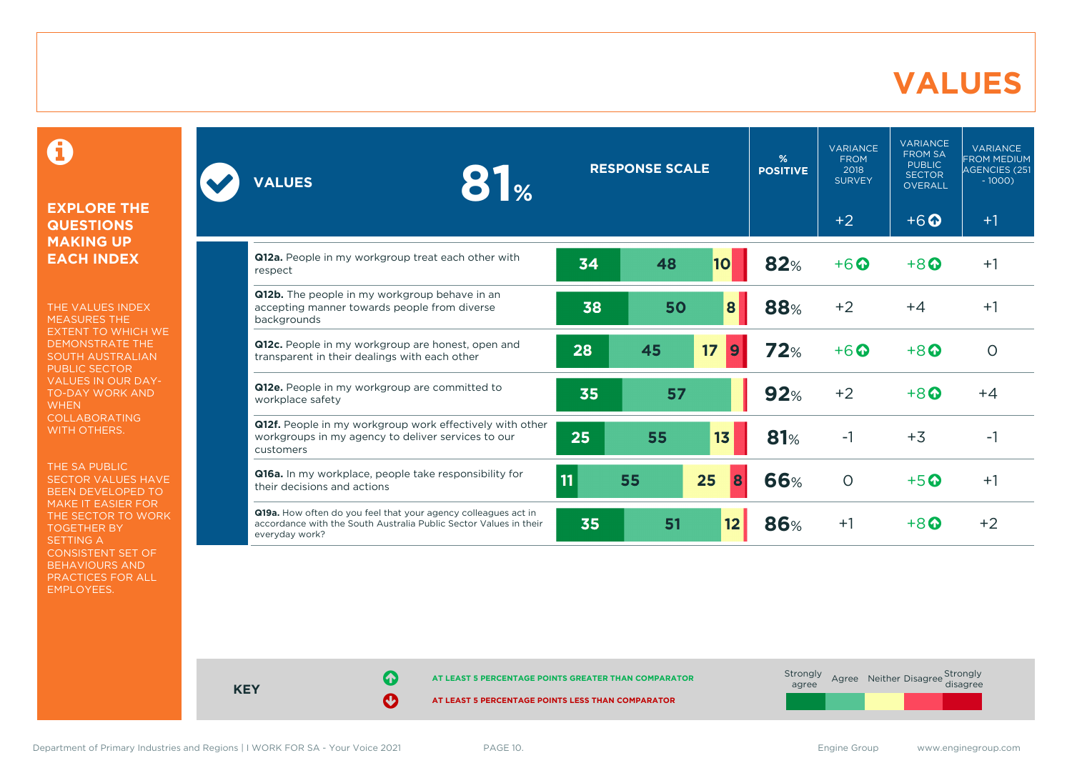# VALUES

## EXPLORE THE QUESTIONS MAKING UP EACH INDEX

THE VALUES INDEX MEASURES THE EXTENT TO WHICH WE DEMONSTRATE THE SOUTH AUSTRALIAN PUBLIC SECTOR VALUES IN OUR DAY-TO-DAY WORK AND WHEN COLLABORATING WITH OTHERS.

THE SA PUBLIC SECTOR VALUES HAVE BEEN DEVELOPED TO MAKE IT EASIER FOR THE SECTOR TO WORK TOGETHER BY SETTING A CONSISTENT SET OF BEHAVIOURS AND PRACTICES FOR ALL EMPLOYEES.

| VALUES 81% | RESPONSE SCALE | % POSITIVE | VARIANCE FROM 2018 SURVEY | VARIANCE FROM SA PUBLIC SECTOR OVERALL | VARIANCE FROM MEDIUM AGENCIES (251 - 1000) |
|---|---|---|---|---|---|
| | | | +2 | +6 ↑ | +1 |
| **Q12a.** People in my workgroup treat each other with respect | 34 / 48 / 10 | 82% | +6 ↑ | +8 ↑ | +1 |
| **Q12b.** The people in my workgroup behave in an accepting manner towards people from diverse backgrounds | 38 / 50 / 8 | 88% | +2 | +4 | +1 |
| **Q12c.** People in my workgroup are honest, open and transparent in their dealings with each other | 28 / 45 / 17 / 9 | 72% | +6 ↑ | +8 ↑ | 0 |
| **Q12e.** People in my workgroup are committed to workplace safety | 35 / 57 | 92% | +2 | +8 ↑ | +4 |
| **Q12f.** People in my workgroup work effectively with other workgroups in my agency to deliver services to our customers | 25 / 55 / 13 | 81% | -1 | +3 | -1 |
| **Q16a.** In my workplace, people take responsibility for their decisions and actions | 11 / 55 / 25 / 8 | 66% | 0 | +5 ↑ | +1 |
| **Q19a.** How often do you feel that your agency colleagues act in accordance with the South Australia Public Sector Values in their everyday work? | 35 / 51 / 12 | 86% | +1 | +8 ↑ | +2 |

**KEY**

↑ AT LEAST 5 PERCENTAGE POINTS GREATER THAN COMPARATOR

↓ AT LEAST 5 PERCENTAGE POINTS LESS THAN COMPARATOR

Response scale: Strongly agree, Agree, Neither, Disagree, Strongly disagree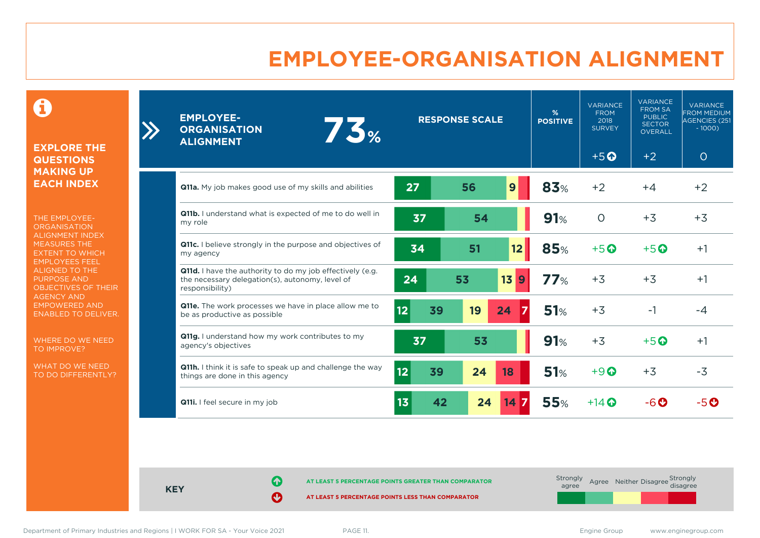# EMPLOYEE-ORGANISATION ALIGNMENT

## EXPLORE THE QUESTIONS MAKING UP EACH INDEX

THE EMPLOYEE-ORGANISATION ALIGNMENT INDEX MEASURES THE EXTENT TO WHICH EMPLOYEES FEEL ALIGNED TO THE PURPOSE AND OBJECTIVES OF THEIR AGENCY AND EMPOWERED AND ENABLED TO DELIVER.

WHERE DO WE NEED TO IMPROVE?

WHAT DO WE NEED TO DO DIFFERENTLY?

| EMPLOYEE-ORGANISATION ALIGNMENT 73% | Strongly agree | Agree | Neither | Disagree | Strongly disagree | % POSITIVE | VARIANCE FROM 2018 SURVEY | VARIANCE FROM SA PUBLIC SECTOR OVERALL | VARIANCE FROM MEDIUM AGENCIES (251 - 1000) |
|---|---|---|---|---|---|---|---|---|---|
| | | | | | | | +5 ↑ | +2 | 0 |
| **Q11a.** My job makes good use of my skills and abilities | 27 | 56 | 9 | | | 83% | +2 | +4 | +2 |
| **Q11b.** I understand what is expected of me to do well in my role | 37 | 54 | | | | 91% | 0 | +3 | +3 |
| **Q11c.** I believe strongly in the purpose and objectives of my agency | 34 | 51 | 12 | | | 85% | +5 ↑ | +5 ↑ | +1 |
| **Q11d.** I have the authority to do my job effectively (e.g. the necessary delegation(s), autonomy, level of responsibility) | 24 | 53 | 13 | 9 | | 77% | +3 | +3 | +1 |
| **Q11e.** The work processes we have in place allow me to be as productive as possible | 12 | 39 | 19 | 24 | 7 | 51% | +3 | -1 | -4 |
| **Q11g.** I understand how my work contributes to my agency's objectives | 37 | 53 | | | | 91% | +3 | +5 ↑ | +1 |
| **Q11h.** I think it is safe to speak up and challenge the way things are done in this agency | 12 | 39 | 24 | 18 | | 51% | +9 ↑ | +3 | -3 |
| **Q11i.** I feel secure in my job | 13 | 42 | 24 | 14 | 7 | 55% | +14 ↑ | -6 ↓ | -5 ↓ |

**KEY**

↑ AT LEAST 5 PERCENTAGE POINTS GREATER THAN COMPARATOR

↓ AT LEAST 5 PERCENTAGE POINTS LESS THAN COMPARATOR

Strongly agree | Agree | Neither | Disagree | Strongly disagree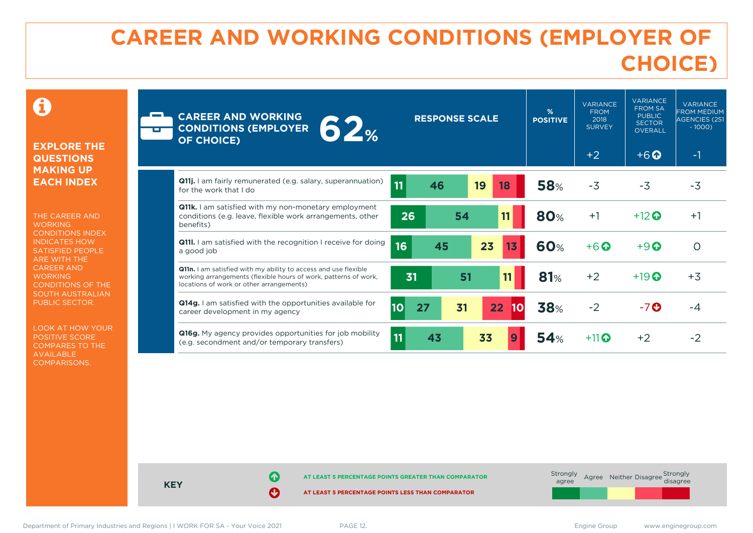# CAREER AND WORKING CONDITIONS (EMPLOYER OF CHOICE)

**EXPLORE THE QUESTIONS MAKING UP EACH INDEX**

THE CAREER AND WORKING CONDITIONS INDEX INDICATES HOW SATISFIED PEOPLE ARE WITH THE CAREER AND WORKING CONDITIONS OF THE SOUTH AUSTRALIAN PUBLIC SECTOR.

LOOK AT HOW YOUR POSITIVE SCORE COMPARES TO THE AVAILABLE COMPARISONS.

| CAREER AND WORKING CONDITIONS (EMPLOYER OF CHOICE) 62% | Strongly agree | Agree | Neither | Disagree | Strongly disagree | % POSITIVE | VARIANCE FROM 2018 SURVEY | VARIANCE FROM SA PUBLIC SECTOR OVERALL | VARIANCE FROM MEDIUM AGENCIES (251 - 1000) |
|---|---|---|---|---|---|---|---|---|---|
| | | | | | | | +2 | +6 ↑ | -1 |
| **Q11j.** I am fairly remunerated (e.g. salary, superannuation) for the work that I do | 11 | 46 | 19 | 18 | | 58% | -3 | -3 | -3 |
| **Q11k.** I am satisfied with my non-monetary employment conditions (e.g. leave, flexible work arrangements, other benefits) | 26 | 54 | 11 | | | 80% | +1 | +12 ↑ | +1 |
| **Q11l.** I am satisfied with the recognition I receive for doing a good job | 16 | 45 | 23 | 13 | | 60% | +6 ↑ | +9 ↑ | 0 |
| **Q11n.** I am satisfied with my ability to access and use flexible working arrangements (flexible hours of work, patterns of work, locations of work or other arrangements) | 31 | 51 | 11 | | | 81% | +2 | +19 ↑ | +3 |
| **Q14g.** I am satisfied with the opportunities available for career development in my agency | 10 | 27 | 31 | 22 | 10 | 38% | -2 | -7 ↓ | -4 |
| **Q16g.** My agency provides opportunities for job mobility (e.g. secondment and/or temporary transfers) | 11 | 43 | 33 | 9 | | 54% | +11 ↑ | +2 | -2 |

**KEY**

↑ AT LEAST 5 PERCENTAGE POINTS GREATER THAN COMPARATOR

↓ AT LEAST 5 PERCENTAGE POINTS LESS THAN COMPARATOR

Strongly agree | Agree | Neither | Disagree | Strongly disagree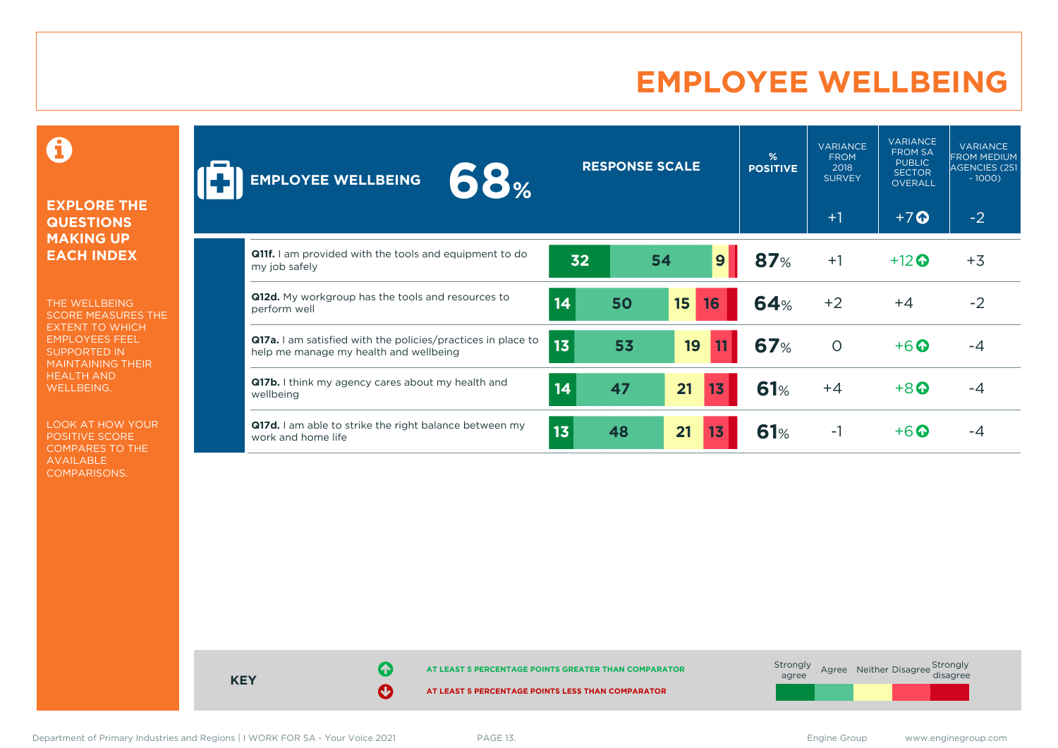# EMPLOYEE WELLBEING

## EXPLORE THE QUESTIONS MAKING UP EACH INDEX

THE WELLBEING SCORE MEASURES THE EXTENT TO WHICH EMPLOYEES FEEL SUPPORTED IN MAINTAINING THEIR HEALTH AND WELLBEING.

LOOK AT HOW YOUR POSITIVE SCORE COMPARES TO THE AVAILABLE COMPARISONS.

| EMPLOYEE WELLBEING 68% | RESPONSE SCALE (Strongly agree / Agree / Neither / Disagree / Strongly disagree) | % POSITIVE | VARIANCE FROM 2018 SURVEY | VARIANCE FROM SA PUBLIC SECTOR OVERALL | VARIANCE FROM MEDIUM AGENCIES (251 - 1000) |
|---|---|---|---|---|---|
| | | | +1 | +7 ⬆ | -2 |
| **Q11f.** I am provided with the tools and equipment to do my job safely | 32 / 54 / 9 / | 87% | +1 | +12 ⬆ | +3 |
| **Q12d.** My workgroup has the tools and resources to perform well | 14 / 50 / 15 / 16 / | 64% | +2 | +4 | -2 |
| **Q17a.** I am satisfied with the policies/practices in place to help me manage my health and wellbeing | 13 / 53 / 19 / 11 / | 67% | 0 | +6 ⬆ | -4 |
| **Q17b.** I think my agency cares about my health and wellbeing | 14 / 47 / 21 / 13 / | 61% | +4 | +8 ⬆ | -4 |
| **Q17d.** I am able to strike the right balance between my work and home life | 13 / 48 / 21 / 13 / | 61% | -1 | +6 ⬆ | -4 |

**KEY**

⬆ AT LEAST 5 PERCENTAGE POINTS GREATER THAN COMPARATOR

⬇ AT LEAST 5 PERCENTAGE POINTS LESS THAN COMPARATOR

Strongly agree | Agree | Neither | Disagree | Strongly disagree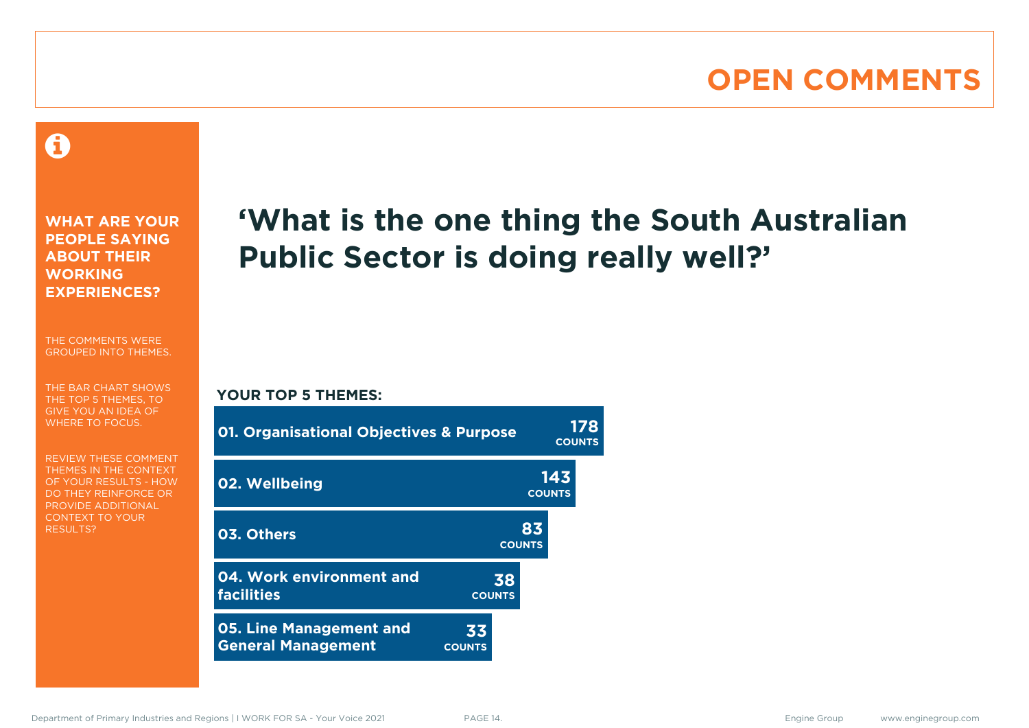# OPEN COMMENTS

**WHAT ARE YOUR PEOPLE SAYING ABOUT THEIR WORKING EXPERIENCES?**

THE COMMENTS WERE GROUPED INTO THEMES.

THE BAR CHART SHOWS THE TOP 5 THEMES, TO GIVE YOU AN IDEA OF WHERE TO FOCUS.

REVIEW THESE COMMENT THEMES IN THE CONTEXT OF YOUR RESULTS - HOW DO THEY REINFORCE OR PROVIDE ADDITIONAL CONTEXT TO YOUR RESULTS?

## 'What is the one thing the South Australian Public Sector is doing really well?'

**YOUR TOP 5 THEMES:**

| Theme | Counts |
|---|---|
| 01. Organisational Objectives & Purpose | 178 COUNTS |
| 02. Wellbeing | 143 COUNTS |
| 03. Others | 83 COUNTS |
| 04. Work environment and facilities | 38 COUNTS |
| 05. Line Management and General Management | 33 COUNTS |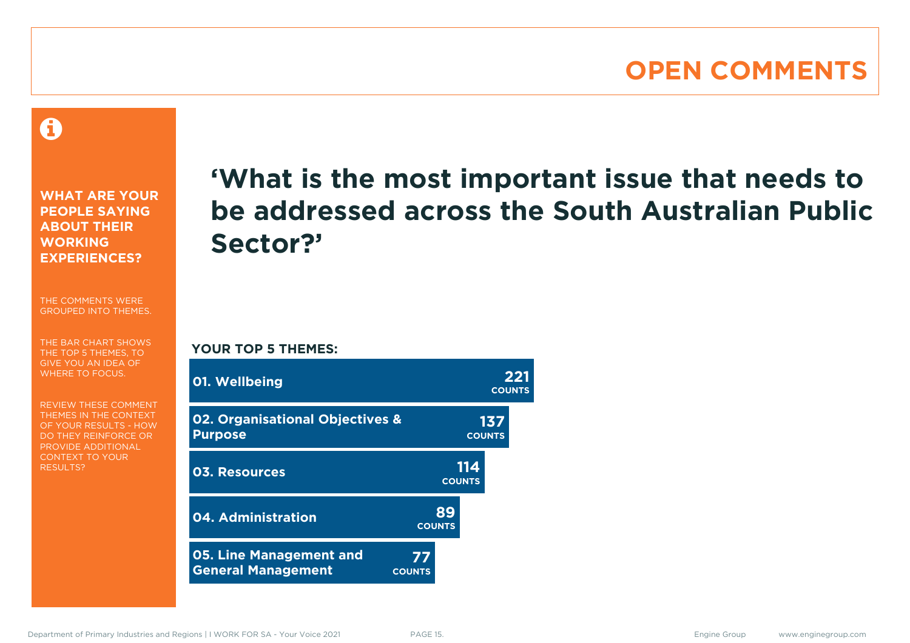# OPEN COMMENTS

**WHAT ARE YOUR PEOPLE SAYING ABOUT THEIR WORKING EXPERIENCES?**

THE COMMENTS WERE GROUPED INTO THEMES.

THE BAR CHART SHOWS THE TOP 5 THEMES, TO GIVE YOU AN IDEA OF WHERE TO FOCUS.

REVIEW THESE COMMENT THEMES IN THE CONTEXT OF YOUR RESULTS - HOW DO THEY REINFORCE OR PROVIDE ADDITIONAL CONTEXT TO YOUR RESULTS?

## 'What is the most important issue that needs to be addressed across the South Australian Public Sector?'

**YOUR TOP 5 THEMES:**

| Theme | Counts |
| --- | --- |
| 01. Wellbeing | 221 |
| 02. Organisational Objectives & Purpose | 137 |
| 03. Resources | 114 |
| 04. Administration | 89 |
| 05. Line Management and General Management | 77 |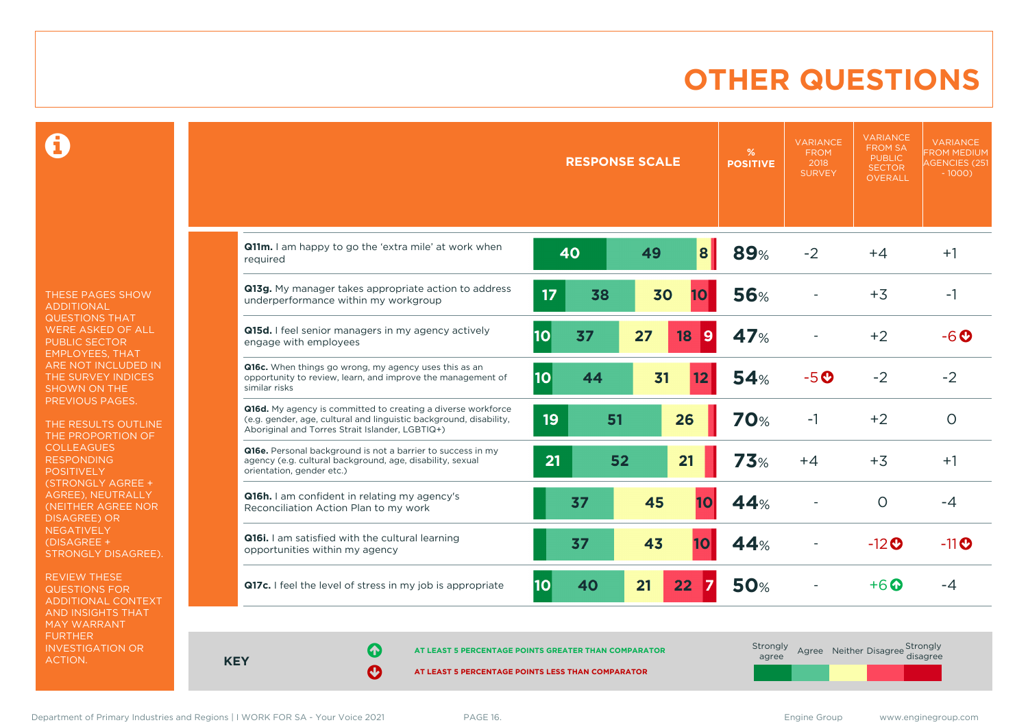# OTHER QUESTIONS

THESE PAGES SHOW ADDITIONAL QUESTIONS THAT WERE ASKED OF ALL PUBLIC SECTOR EMPLOYEES, THAT ARE NOT INCLUDED IN THE SURVEY INDICES SHOWN ON THE PREVIOUS PAGES.

THE RESULTS OUTLINE THE PROPORTION OF COLLEAGUES RESPONDING POSITIVELY (STRONGLY AGREE + AGREE), NEUTRALLY (NEITHER AGREE NOR DISAGREE) OR NEGATIVELY (DISAGREE + STRONGLY DISAGREE).

REVIEW THESE QUESTIONS FOR ADDITIONAL CONTEXT AND INSIGHTS THAT MAY WARRANT FURTHER INVESTIGATION OR ACTION.

| Question | Strongly agree | Agree | Neither | Disagree | Strongly disagree | % POSITIVE | VARIANCE FROM 2018 SURVEY | VARIANCE FROM SA PUBLIC SECTOR OVERALL | VARIANCE FROM MEDIUM AGENCIES (251 - 1000) |
|---|---|---|---|---|---|---|---|---|---|
| **Q11m.** I am happy to go the 'extra mile' at work when required | 40 | 49 | 8 | | | 89% | -2 | +4 | +1 |
| **Q13g.** My manager takes appropriate action to address underperformance within my workgroup | 17 | 38 | 30 | 10 | | 56% | - | +3 | -1 |
| **Q15d.** I feel senior managers in my agency actively engage with employees | 10 | 37 | 27 | 18 | 9 | 47% | - | +2 | -6 ↓ |
| **Q16c.** When things go wrong, my agency uses this as an opportunity to review, learn, and improve the management of similar risks | 10 | 44 | 31 | 12 | | 54% | -5 ↓ | -2 | -2 |
| **Q16d.** My agency is committed to creating a diverse workforce (e.g. gender, age, cultural and linguistic background, disability, Aboriginal and Torres Strait Islander, LGBTIQ+) | 19 | 51 | 26 | | | 70% | -1 | +2 | 0 |
| **Q16e.** Personal background is not a barrier to success in my agency (e.g. cultural background, age, disability, sexual orientation, gender etc.) | 21 | 52 | 21 | | | 73% | +4 | +3 | +1 |
| **Q16h.** I am confident in relating my agency's Reconciliation Action Plan to my work | | 37 | 45 | 10 | | 44% | - | 0 | -4 |
| **Q16i.** I am satisfied with the cultural learning opportunities within my agency | | 37 | 43 | 10 | | 44% | - | -12 ↓ | -11 ↓ |
| **Q17c.** I feel the level of stress in my job is appropriate | 10 | 40 | 21 | 22 | 7 | 50% | - | +6 ↑ | -4 |

**KEY**

↑ AT LEAST 5 PERCENTAGE POINTS GREATER THAN COMPARATOR

↓ AT LEAST 5 PERCENTAGE POINTS LESS THAN COMPARATOR

Strongly agree | Agree | Neither | Disagree | Strongly disagree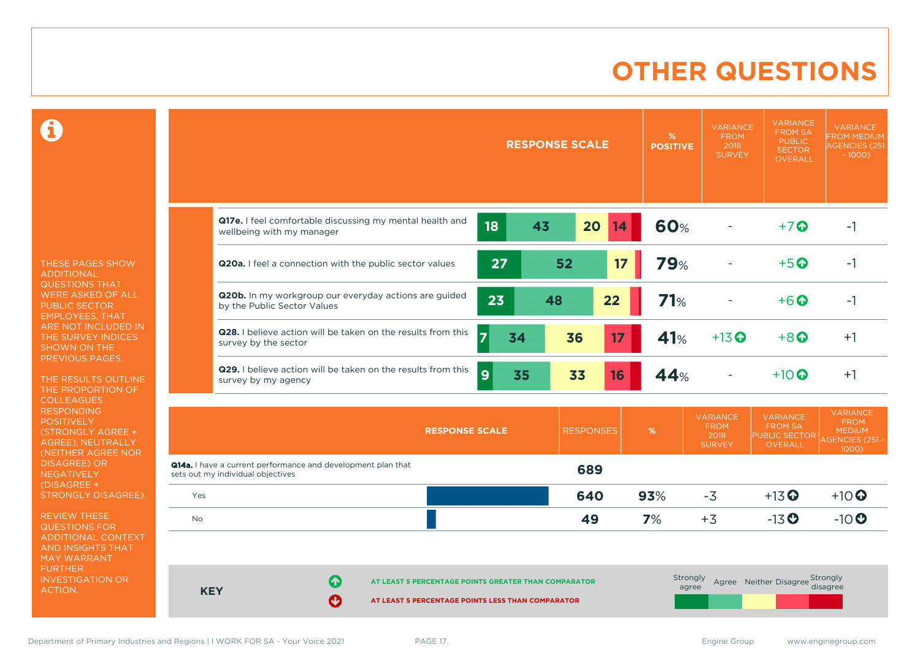# OTHER QUESTIONS

THESE PAGES SHOW ADDITIONAL QUESTIONS THAT WERE ASKED OF ALL PUBLIC SECTOR EMPLOYEES, THAT ARE NOT INCLUDED IN THE SURVEY INDICES SHOWN ON THE PREVIOUS PAGES.

THE RESULTS OUTLINE THE PROPORTION OF COLLEAGUES RESPONDING POSITIVELY (STRONGLY AGREE + AGREE), NEUTRALLY (NEITHER AGREE NOR DISAGREE) OR NEGATIVELY (DISAGREE + STRONGLY DISAGREE).

REVIEW THESE QUESTIONS FOR ADDITIONAL CONTEXT AND INSIGHTS THAT MAY WARRANT FURTHER INVESTIGATION OR ACTION.

| Question | Strongly agree | Agree | Neither | Disagree | Strongly disagree | % POSITIVE | VARIANCE FROM 2018 SURVEY | VARIANCE FROM SA PUBLIC SECTOR OVERALL | VARIANCE FROM MEDIUM AGENCIES (251 - 1000) |
|---|---|---|---|---|---|---|---|---|---|
| **Q17e.** I feel comfortable discussing my mental health and wellbeing with my manager | 18 | 43 | 20 | 14 | | 60% | - | +7 ↑ | -1 |
| **Q20a.** I feel a connection with the public sector values | 27 | 52 | 17 | | | 79% | - | +5 ↑ | -1 |
| **Q20b.** In my workgroup our everyday actions are guided by the Public Sector Values | 23 | 48 | 22 | | | 71% | - | +6 ↑ | -1 |
| **Q28.** I believe action will be taken on the results from this survey by the sector | 7 | 34 | 36 | 17 | | 41% | +13 ↑ | +8 ↑ | +1 |
| **Q29.** I believe action will be taken on the results from this survey by my agency | 9 | 35 | 33 | 16 | | 44% | - | +10 ↑ | +1 |

| RESPONSE SCALE | RESPONSES | % | VARIANCE FROM 2018 SURVEY | VARIANCE FROM SA PUBLIC SECTOR OVERALL | VARIANCE FROM MEDIUM AGENCIES (251 - 1000) |
|---|---|---|---|---|---|
| **Q14a.** I have a current performance and development plan that sets out my individual objectives | 689 | | | | |
| Yes | 640 | 93% | -3 | +13 ↑ | +10 ↑ |
| No | 49 | 7% | +3 | -13 ↓ | -10 ↓ |

**KEY**

↑ AT LEAST 5 PERCENTAGE POINTS GREATER THAN COMPARATOR

↓ AT LEAST 5 PERCENTAGE POINTS LESS THAN COMPARATOR

Strongly agree | Agree | Neither | Disagree | Strongly disagree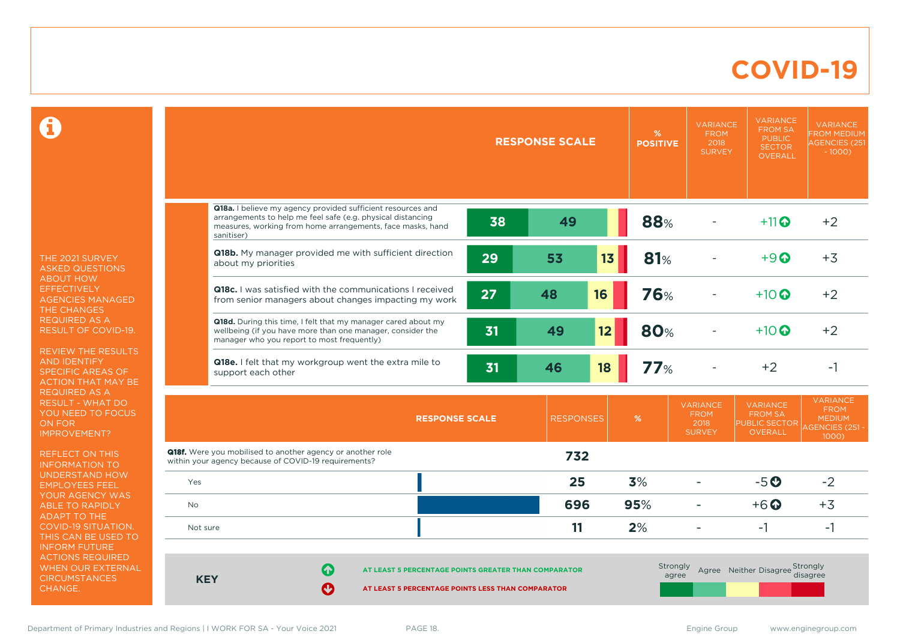# COVID-19

THE 2021 SURVEY ASKED QUESTIONS ABOUT HOW EFFECTIVELY AGENCIES MANAGED THE CHANGES REQUIRED AS A RESULT OF COVID-19.

REVIEW THE RESULTS AND IDENTIFY SPECIFIC AREAS OF ACTION THAT MAY BE REQUIRED AS A RESULT - WHAT DO YOU NEED TO FOCUS ON FOR IMPROVEMENT?

REFLECT ON THIS INFORMATION TO UNDERSTAND HOW EMPLOYEES FEEL YOUR AGENCY WAS ABLE TO RAPIDLY ADAPT TO THE COVID-19 SITUATION. THIS CAN BE USED TO INFORM FUTURE ACTIONS REQUIRED WHEN OUR EXTERNAL CIRCUMSTANCES CHANGE.

| | Strongly agree | Agree | Neither | % POSITIVE | VARIANCE FROM 2018 SURVEY | VARIANCE FROM SA PUBLIC SECTOR OVERALL | VARIANCE FROM MEDIUM AGENCIES (251 - 1000) |
|---|---|---|---|---|---|---|---|
| **Q18a.** I believe my agency provided sufficient resources and arrangements to help me feel safe (e.g. physical distancing measures, working from home arrangements, face masks, hand sanitiser) | 38 | 49 | | 88% | - | +11 ⬆ | +2 |
| **Q18b.** My manager provided me with sufficient direction about my priorities | 29 | 53 | 13 | 81% | - | +9 ⬆ | +3 |
| **Q18c.** I was satisfied with the communications I received from senior managers about changes impacting my work | 27 | 48 | 16 | 76% | - | +10 ⬆ | +2 |
| **Q18d.** During this time, I felt that my manager cared about my wellbeing (if you have more than one manager, consider the manager who you report to most frequently) | 31 | 49 | 12 | 80% | - | +10 ⬆ | +2 |
| **Q18e.** I felt that my workgroup went the extra mile to support each other | 31 | 46 | 18 | 77% | - | +2 | -1 |

| RESPONSE SCALE | RESPONSES | % | VARIANCE FROM 2018 SURVEY | VARIANCE FROM SA PUBLIC SECTOR OVERALL | VARIANCE FROM MEDIUM AGENCIES (251 - 1000) |
|---|---|---|---|---|---|
| **Q18f.** Were you mobilised to another agency or another role within your agency because of COVID-19 requirements? | 732 | | | | |
| Yes | 25 | 3% | - | -5 ⬇ | -2 |
| No | 696 | 95% | - | +6 ⬆ | +3 |
| Not sure | 11 | 2% | - | -1 | -1 |

**KEY**

⬆ AT LEAST 5 PERCENTAGE POINTS GREATER THAN COMPARATOR

⬇ AT LEAST 5 PERCENTAGE POINTS LESS THAN COMPARATOR

Strongly agree | Agree | Neither | Disagree | Strongly disagree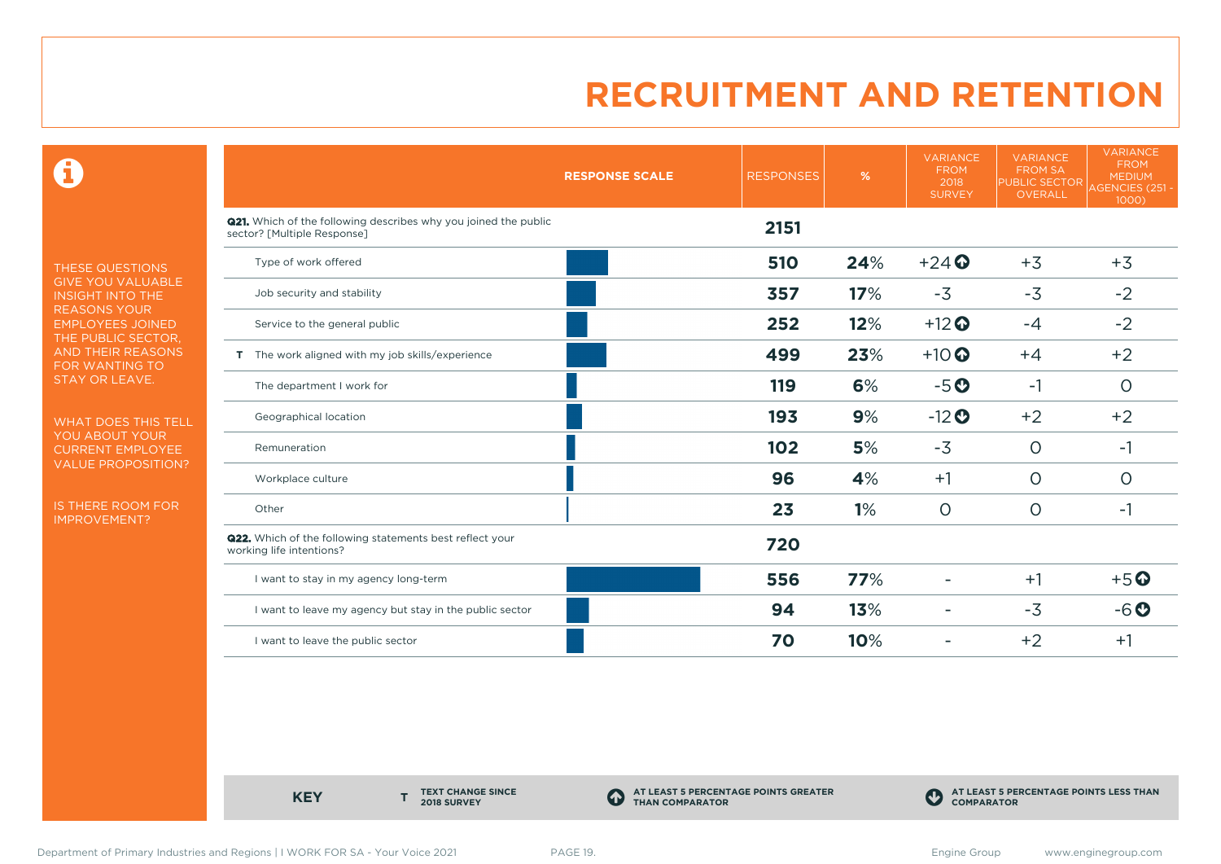# RECRUITMENT AND RETENTION

THESE QUESTIONS GIVE YOU VALUABLE INSIGHT INTO THE REASONS YOUR EMPLOYEES JOINED THE PUBLIC SECTOR, AND THEIR REASONS FOR WANTING TO STAY OR LEAVE.

WHAT DOES THIS TELL YOU ABOUT YOUR CURRENT EMPLOYEE VALUE PROPOSITION?

IS THERE ROOM FOR IMPROVEMENT?

| | RESPONSE SCALE | RESPONSES | % | VARIANCE FROM 2018 SURVEY | VARIANCE FROM SA PUBLIC SECTOR OVERALL | VARIANCE FROM MEDIUM AGENCIES (251 - 1000) |
|---|---|---|---|---|---|---|
| **Q21.** Which of the following describes why you joined the public sector? [Multiple Response] | | **2151** | | | | |
| Type of work offered | | **510** | **24**% | +24 ⬆ | +3 | +3 |
| Job security and stability | | **357** | **17**% | -3 | -3 | -2 |
| Service to the general public | | **252** | **12**% | +12 ⬆ | -4 | -2 |
| T The work aligned with my job skills/experience | | **499** | **23**% | +10 ⬆ | +4 | +2 |
| The department I work for | | **119** | **6**% | -5 ⬇ | -1 | 0 |
| Geographical location | | **193** | **9**% | -12 ⬇ | +2 | +2 |
| Remuneration | | **102** | **5**% | -3 | 0 | -1 |
| Workplace culture | | **96** | **4**% | +1 | 0 | 0 |
| Other | | **23** | **1**% | 0 | 0 | -1 |
| **Q22.** Which of the following statements best reflect your working life intentions? | | **720** | | | | |
| I want to stay in my agency long-term | | **556** | **77**% | - | +1 | +5 ⬆ |
| I want to leave my agency but stay in the public sector | | **94** | **13**% | - | -3 | -6 ⬇ |
| I want to leave the public sector | | **70** | **10**% | - | +2 | +1 |

**KEY**

**T** TEXT CHANGE SINCE 2018 SURVEY

⬆ AT LEAST 5 PERCENTAGE POINTS GREATER THAN COMPARATOR

⬇ AT LEAST 5 PERCENTAGE POINTS LESS THAN COMPARATOR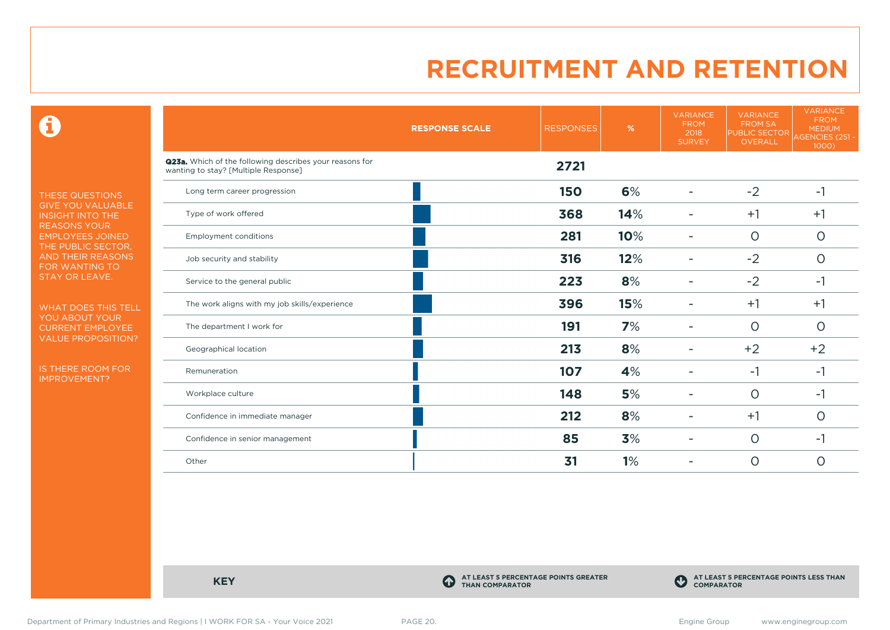# RECRUITMENT AND RETENTION

THESE QUESTIONS GIVE YOU VALUABLE INSIGHT INTO THE REASONS YOUR EMPLOYEES JOINED THE PUBLIC SECTOR, AND THEIR REASONS FOR WANTING TO STAY OR LEAVE.

WHAT DOES THIS TELL YOU ABOUT YOUR CURRENT EMPLOYEE VALUE PROPOSITION?

IS THERE ROOM FOR IMPROVEMENT?

| RESPONSE SCALE | RESPONSES | % | VARIANCE FROM 2018 SURVEY | VARIANCE FROM SA PUBLIC SECTOR OVERALL | VARIANCE FROM MEDIUM AGENCIES (251 - 1000) |
|---|---|---|---|---|---|
| **Q23a.** Which of the following describes your reasons for wanting to stay? [Multiple Response] | **2721** | | | | |
| Long term career progression | **150** | **6%** | - | -2 | -1 |
| Type of work offered | **368** | **14%** | - | +1 | +1 |
| Employment conditions | **281** | **10%** | - | 0 | 0 |
| Job security and stability | **316** | **12%** | - | -2 | 0 |
| Service to the general public | **223** | **8%** | - | -2 | -1 |
| The work aligns with my job skills/experience | **396** | **15%** | - | +1 | +1 |
| The department I work for | **191** | **7%** | - | 0 | 0 |
| Geographical location | **213** | **8%** | - | +2 | +2 |
| Remuneration | **107** | **4%** | - | -1 | -1 |
| Workplace culture | **148** | **5%** | - | 0 | -1 |
| Confidence in immediate manager | **212** | **8%** | - | +1 | 0 |
| Confidence in senior management | **85** | **3%** | - | 0 | -1 |
| Other | **31** | **1%** | - | 0 | 0 |

**KEY**

- AT LEAST 5 PERCENTAGE POINTS GREATER THAN COMPARATOR
- AT LEAST 5 PERCENTAGE POINTS LESS THAN COMPARATOR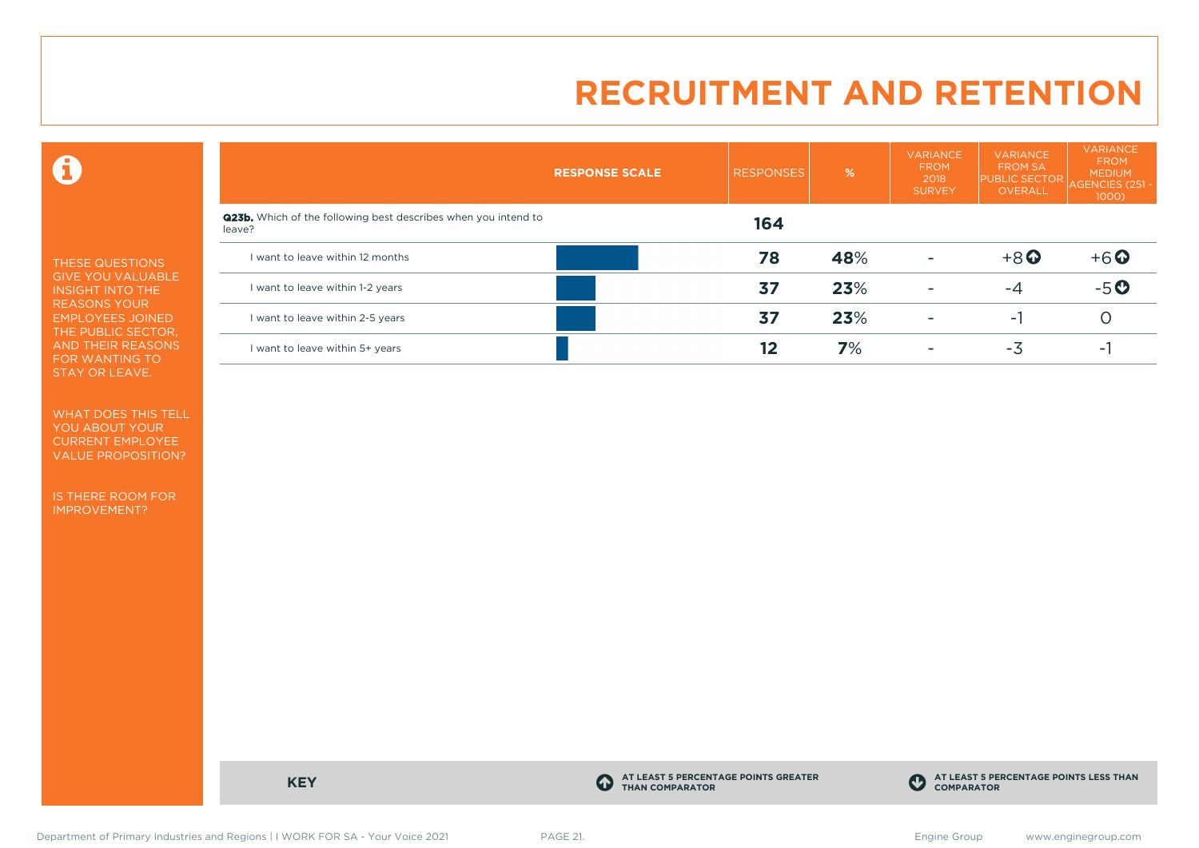# RECRUITMENT AND RETENTION

THESE QUESTIONS GIVE YOU VALUABLE INSIGHT INTO THE REASONS YOUR EMPLOYEES JOINED THE PUBLIC SECTOR, AND THEIR REASONS FOR WANTING TO STAY OR LEAVE.

WHAT DOES THIS TELL YOU ABOUT YOUR CURRENT EMPLOYEE VALUE PROPOSITION?

IS THERE ROOM FOR IMPROVEMENT?

| RESPONSE SCALE | RESPONSES | % | VARIANCE FROM 2018 SURVEY | VARIANCE FROM SA PUBLIC SECTOR OVERALL | VARIANCE FROM MEDIUM AGENCIES (251 - 1000) |
|---|---|---|---|---|---|
| **Q23b.** Which of the following best describes when you intend to leave? | **164** | | | | |
| I want to leave within 12 months | **78** | **48**% | - | +8 ⬆ | +6 ⬆ |
| I want to leave within 1-2 years | **37** | **23**% | - | -4 | -5 ⬇ |
| I want to leave within 2-5 years | **37** | **23**% | - | -1 | 0 |
| I want to leave within 5+ years | **12** | **7**% | - | -3 | -1 |

**KEY**

⬆ AT LEAST 5 PERCENTAGE POINTS GREATER THAN COMPARATOR

⬇ AT LEAST 5 PERCENTAGE POINTS LESS THAN COMPARATOR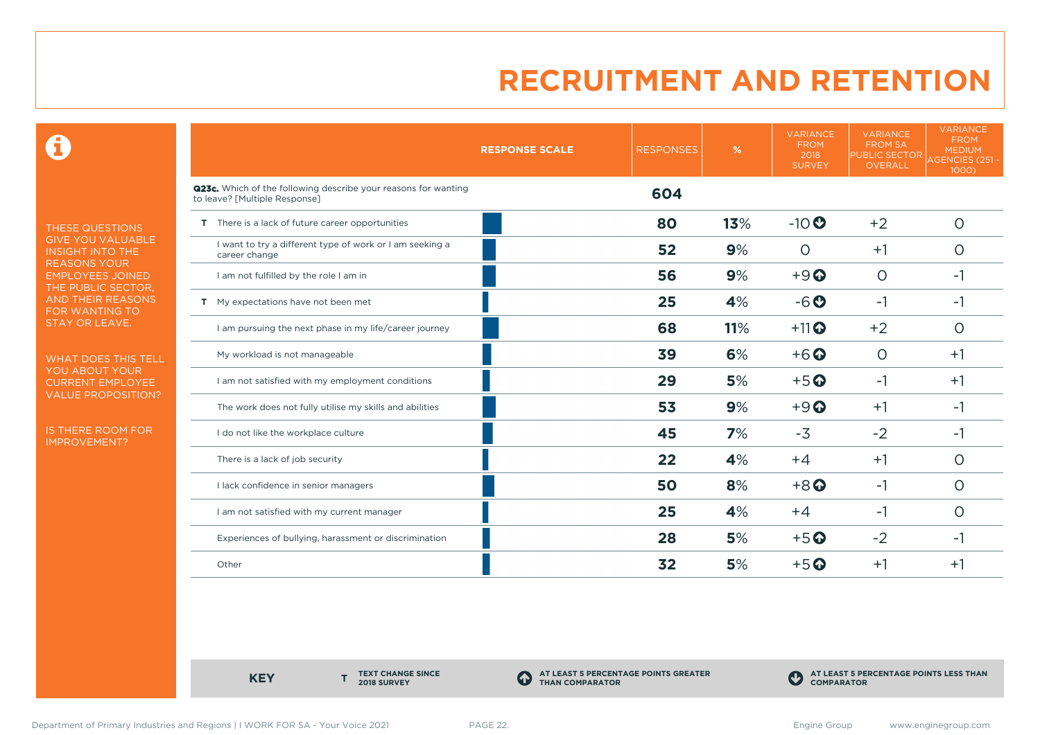# RECRUITMENT AND RETENTION

THESE QUESTIONS GIVE YOU VALUABLE INSIGHT INTO THE REASONS YOUR EMPLOYEES JOINED THE PUBLIC SECTOR, AND THEIR REASONS FOR WANTING TO STAY OR LEAVE.

WHAT DOES THIS TELL YOU ABOUT YOUR CURRENT EMPLOYEE VALUE PROPOSITION?

IS THERE ROOM FOR IMPROVEMENT?

| | RESPONSE SCALE | RESPONSES | % | VARIANCE FROM 2018 SURVEY | VARIANCE FROM SA PUBLIC SECTOR OVERALL | VARIANCE FROM MEDIUM AGENCIES (251 - 1000) |
|---|---|---|---|---|---|---|
| **Q23c.** Which of the following describe your reasons for wanting to leave? [Multiple Response] | | **604** | | | | |
| T There is a lack of future career opportunities | | **80** | **13%** | -10 ↓ | +2 | 0 |
| I want to try a different type of work or I am seeking a career change | | **52** | **9%** | 0 | +1 | 0 |
| I am not fulfilled by the role I am in | | **56** | **9%** | +9 ↑ | 0 | -1 |
| T My expectations have not been met | | **25** | **4%** | -6 ↓ | -1 | -1 |
| I am pursuing the next phase in my life/career journey | | **68** | **11%** | +11 ↑ | +2 | 0 |
| My workload is not manageable | | **39** | **6%** | +6 ↑ | 0 | +1 |
| I am not satisfied with my employment conditions | | **29** | **5%** | +5 ↑ | -1 | +1 |
| The work does not fully utilise my skills and abilities | | **53** | **9%** | +9 ↑ | +1 | -1 |
| I do not like the workplace culture | | **45** | **7%** | -3 | -2 | -1 |
| There is a lack of job security | | **22** | **4%** | +4 | +1 | 0 |
| I lack confidence in senior managers | | **50** | **8%** | +8 ↑ | -1 | 0 |
| I am not satisfied with my current manager | | **25** | **4%** | +4 | -1 | 0 |
| Experiences of bullying, harassment or discrimination | | **28** | **5%** | +5 ↑ | -2 | -1 |
| Other | | **32** | **5%** | +5 ↑ | +1 | +1 |

**KEY**

- **T** TEXT CHANGE SINCE 2018 SURVEY
- ↑ AT LEAST 5 PERCENTAGE POINTS GREATER THAN COMPARATOR
- ↓ AT LEAST 5 PERCENTAGE POINTS LESS THAN COMPARATOR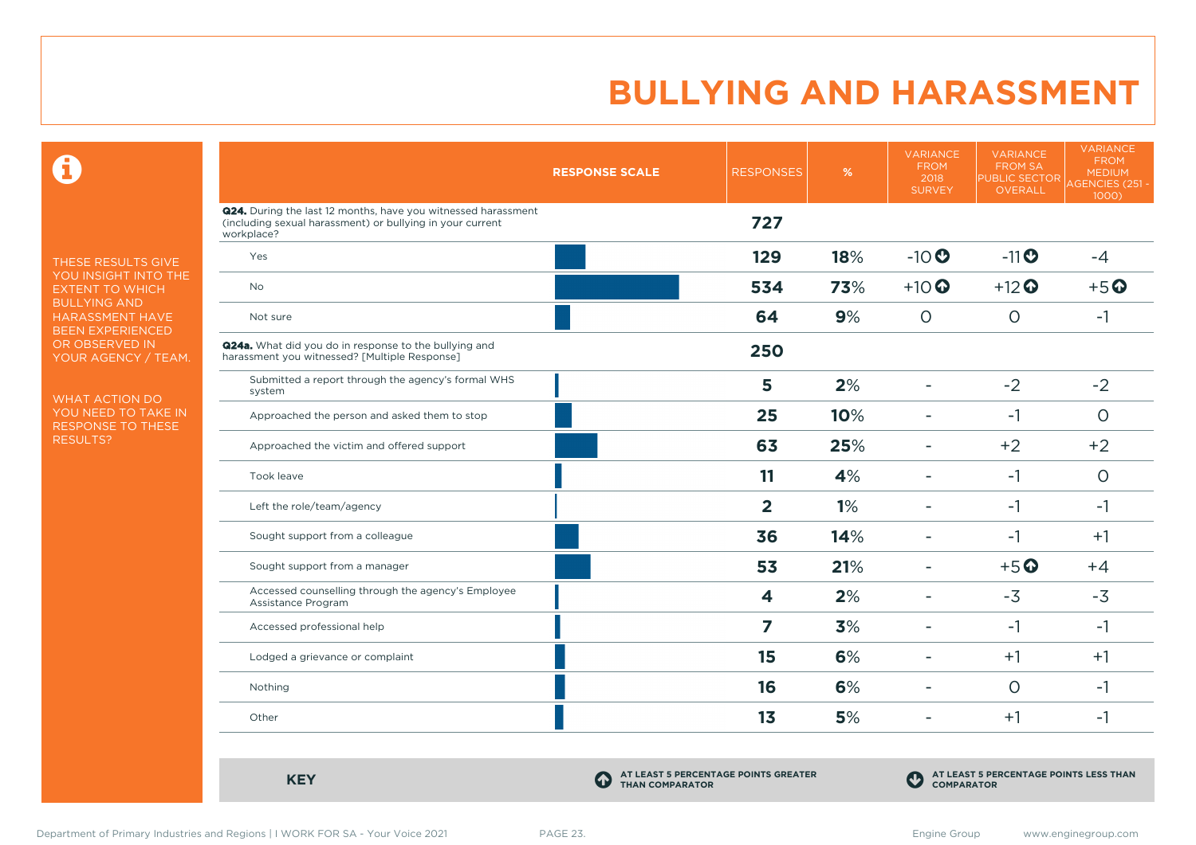# BULLYING AND HARASSMENT

THESE RESULTS GIVE YOU INSIGHT INTO THE EXTENT TO WHICH BULLYING AND HARASSMENT HAVE BEEN EXPERIENCED OR OBSERVED IN YOUR AGENCY / TEAM.

WHAT ACTION DO YOU NEED TO TAKE IN RESPONSE TO THESE RESULTS?

| RESPONSE SCALE | RESPONSES | % | VARIANCE FROM 2018 SURVEY | VARIANCE FROM SA PUBLIC SECTOR OVERALL | VARIANCE FROM MEDIUM AGENCIES (251 - 1000) |
|---|---|---|---|---|---|
| **Q24.** During the last 12 months, have you witnessed harassment (including sexual harassment) or bullying in your current workplace? | 727 | | | | |
| Yes | 129 | 18% | -10 ↓ | -11 ↓ | -4 |
| No | 534 | 73% | +10 ↑ | +12 ↑ | +5 ↑ |
| Not sure | 64 | 9% | 0 | 0 | -1 |
| **Q24a.** What did you do in response to the bullying and harassment you witnessed? [Multiple Response] | 250 | | | | |
| Submitted a report through the agency's formal WHS system | 5 | 2% | - | -2 | -2 |
| Approached the person and asked them to stop | 25 | 10% | - | -1 | 0 |
| Approached the victim and offered support | 63 | 25% | - | +2 | +2 |
| Took leave | 11 | 4% | - | -1 | 0 |
| Left the role/team/agency | 2 | 1% | - | -1 | -1 |
| Sought support from a colleague | 36 | 14% | - | -1 | +1 |
| Sought support from a manager | 53 | 21% | - | +5 ↑ | +4 |
| Accessed counselling through the agency's Employee Assistance Program | 4 | 2% | - | -3 | -3 |
| Accessed professional help | 7 | 3% | - | -1 | -1 |
| Lodged a grievance or complaint | 15 | 6% | - | +1 | +1 |
| Nothing | 16 | 6% | - | 0 | -1 |
| Other | 13 | 5% | - | +1 | -1 |

**KEY**

↑ AT LEAST 5 PERCENTAGE POINTS GREATER THAN COMPARATOR

↓ AT LEAST 5 PERCENTAGE POINTS LESS THAN COMPARATOR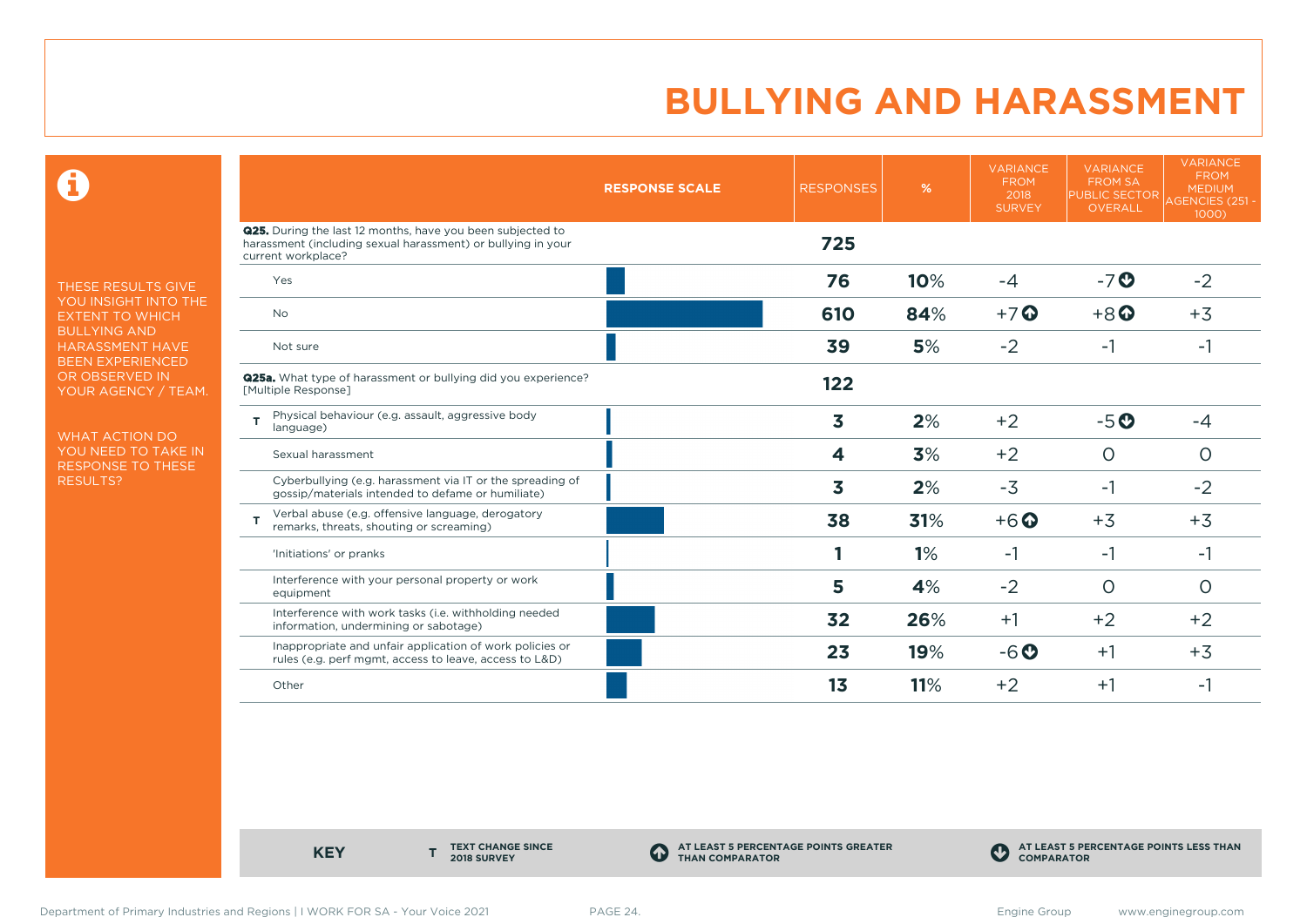# BULLYING AND HARASSMENT

THESE RESULTS GIVE YOU INSIGHT INTO THE EXTENT TO WHICH BULLYING AND HARASSMENT HAVE BEEN EXPERIENCED OR OBSERVED IN YOUR AGENCY / TEAM.

WHAT ACTION DO YOU NEED TO TAKE IN RESPONSE TO THESE RESULTS?

| | RESPONSE SCALE | RESPONSES | % | VARIANCE FROM 2018 SURVEY | VARIANCE FROM SA PUBLIC SECTOR OVERALL | VARIANCE FROM MEDIUM AGENCIES (251 - 1000) |
|---|---|---|---|---|---|---|
| **Q25.** During the last 12 months, have you been subjected to harassment (including sexual harassment) or bullying in your current workplace? | | **725** | | | | |
| Yes | | **76** | **10%** | -4 | -7 ⬇ | -2 |
| No | | **610** | **84%** | +7 ⬆ | +8 ⬆ | +3 |
| Not sure | | **39** | **5%** | -2 | -1 | -1 |
| **Q25a.** What type of harassment or bullying did you experience? [Multiple Response] | | **122** | | | | |
| T Physical behaviour (e.g. assault, aggressive body language) | | **3** | **2%** | +2 | -5 ⬇ | -4 |
| Sexual harassment | | **4** | **3%** | +2 | 0 | 0 |
| Cyberbullying (e.g. harassment via IT or the spreading of gossip/materials intended to defame or humiliate) | | **3** | **2%** | -3 | -1 | -2 |
| T Verbal abuse (e.g. offensive language, derogatory remarks, threats, shouting or screaming) | | **38** | **31%** | +6 ⬆ | +3 | +3 |
| 'Initiations' or pranks | | **1** | **1%** | -1 | -1 | -1 |
| Interference with your personal property or work equipment | | **5** | **4%** | -2 | 0 | 0 |
| Interference with work tasks (i.e. withholding needed information, undermining or sabotage) | | **32** | **26%** | +1 | +2 | +2 |
| Inappropriate and unfair application of work policies or rules (e.g. perf mgmt, access to leave, access to L&D) | | **23** | **19%** | -6 ⬇ | +1 | +3 |
| Other | | **13** | **11%** | +2 | +1 | -1 |

**KEY** — **T** TEXT CHANGE SINCE 2018 SURVEY — ⬆ AT LEAST 5 PERCENTAGE POINTS GREATER THAN COMPARATOR — ⬇ AT LEAST 5 PERCENTAGE POINTS LESS THAN COMPARATOR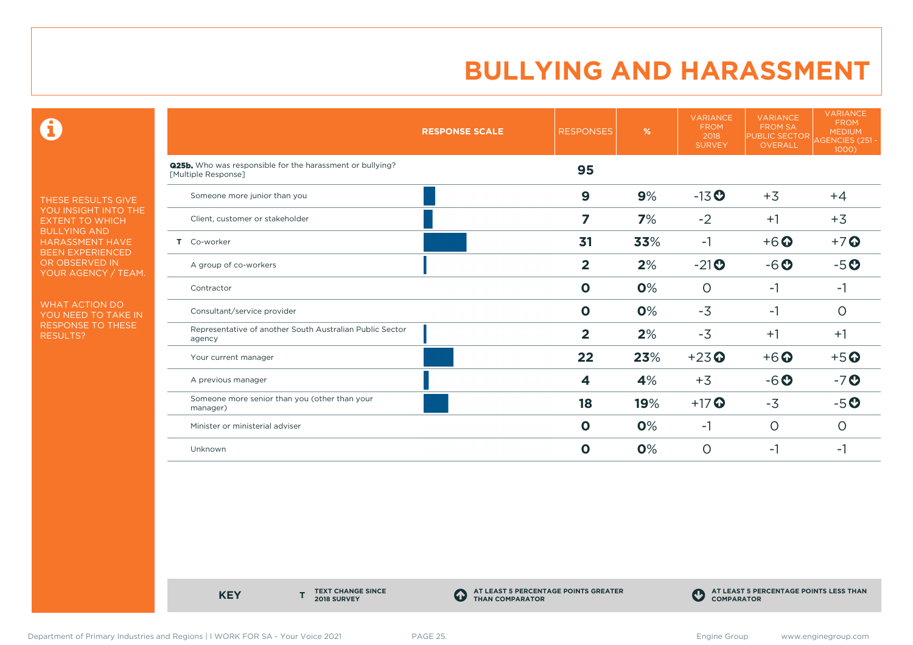# BULLYING AND HARASSMENT

THESE RESULTS GIVE YOU INSIGHT INTO THE EXTENT TO WHICH BULLYING AND HARASSMENT HAVE BEEN EXPERIENCED OR OBSERVED IN YOUR AGENCY / TEAM.

WHAT ACTION DO YOU NEED TO TAKE IN RESPONSE TO THESE RESULTS?

| | RESPONSE SCALE | RESPONSES | % | VARIANCE FROM 2018 SURVEY | VARIANCE FROM SA PUBLIC SECTOR OVERALL | VARIANCE FROM MEDIUM AGENCIES (251 - 1000) |
|---|---|---|---|---|---|---|
| **Q25b.** Who was responsible for the harassment or bullying? [Multiple Response] | | **95** | | | | |
| Someone more junior than you | | **9** | **9**% | -13 ⬇ | +3 | +4 |
| Client, customer or stakeholder | | **7** | **7**% | -2 | +1 | +3 |
| T Co-worker | | **31** | **33**% | -1 | +6 ⬆ | +7 ⬆ |
| A group of co-workers | | **2** | **2**% | -21 ⬇ | -6 ⬇ | -5 ⬇ |
| Contractor | | **0** | **0**% | 0 | -1 | -1 |
| Consultant/service provider | | **0** | **0**% | -3 | -1 | 0 |
| Representative of another South Australian Public Sector agency | | **2** | **2**% | -3 | +1 | +1 |
| Your current manager | | **22** | **23**% | +23 ⬆ | +6 ⬆ | +5 ⬆ |
| A previous manager | | **4** | **4**% | +3 | -6 ⬇ | -7 ⬇ |
| Someone more senior than you (other than your manager) | | **18** | **19**% | +17 ⬆ | -3 | -5 ⬇ |
| Minister or ministerial adviser | | **0** | **0**% | -1 | 0 | 0 |
| Unknown | | **0** | **0**% | 0 | -1 | -1 |

**KEY**

**T** TEXT CHANGE SINCE 2018 SURVEY

⬆ AT LEAST 5 PERCENTAGE POINTS GREATER THAN COMPARATOR

⬇ AT LEAST 5 PERCENTAGE POINTS LESS THAN COMPARATOR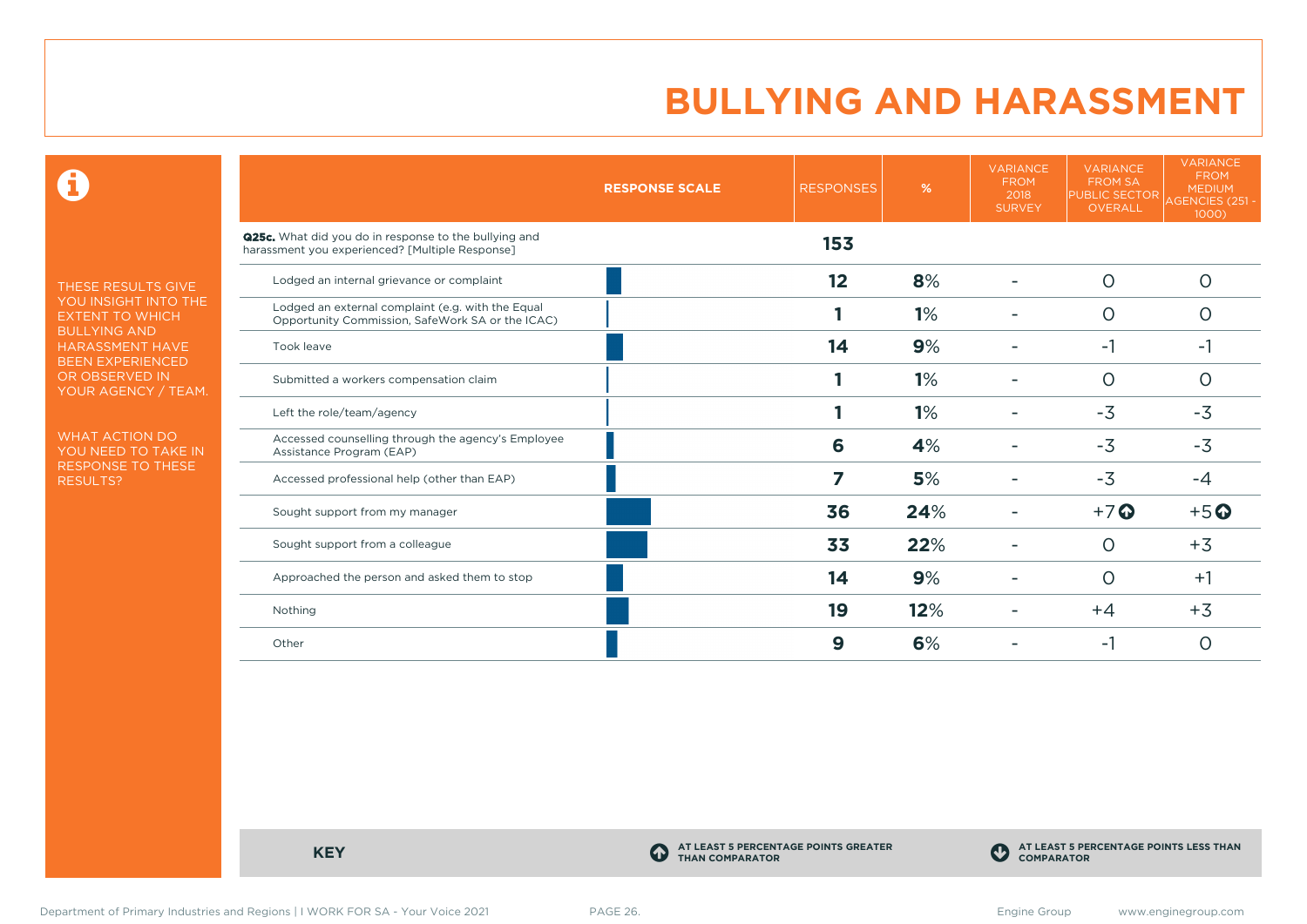# BULLYING AND HARASSMENT

THESE RESULTS GIVE YOU INSIGHT INTO THE EXTENT TO WHICH BULLYING AND HARASSMENT HAVE BEEN EXPERIENCED OR OBSERVED IN YOUR AGENCY / TEAM.

WHAT ACTION DO YOU NEED TO TAKE IN RESPONSE TO THESE RESULTS?

| | RESPONSE SCALE | RESPONSES | % | VARIANCE FROM 2018 SURVEY | VARIANCE FROM SA PUBLIC SECTOR OVERALL | VARIANCE FROM MEDIUM AGENCIES (251 - 1000) |
|---|---|---|---|---|---|---|
| **Q25c.** What did you do in response to the bullying and harassment you experienced? [Multiple Response] | | **153** | | | | |
| Lodged an internal grievance or complaint | | **12** | **8%** | - | 0 | 0 |
| Lodged an external complaint (e.g. with the Equal Opportunity Commission, SafeWork SA or the ICAC) | | **1** | **1%** | - | 0 | 0 |
| Took leave | | **14** | **9%** | - | -1 | -1 |
| Submitted a workers compensation claim | | **1** | **1%** | - | 0 | 0 |
| Left the role/team/agency | | **1** | **1%** | - | -3 | -3 |
| Accessed counselling through the agency's Employee Assistance Program (EAP) | | **6** | **4%** | - | -3 | -3 |
| Accessed professional help (other than EAP) | | **7** | **5%** | - | -3 | -4 |
| Sought support from my manager | | **36** | **24%** | - | +7 ▲ | +5 ▲ |
| Sought support from a colleague | | **33** | **22%** | - | 0 | +3 |
| Approached the person and asked them to stop | | **14** | **9%** | - | 0 | +1 |
| Nothing | | **19** | **12%** | - | +4 | +3 |
| Other | | **9** | **6%** | - | -1 | 0 |

**KEY**

▲ AT LEAST 5 PERCENTAGE POINTS GREATER THAN COMPARATOR

▼ AT LEAST 5 PERCENTAGE POINTS LESS THAN COMPARATOR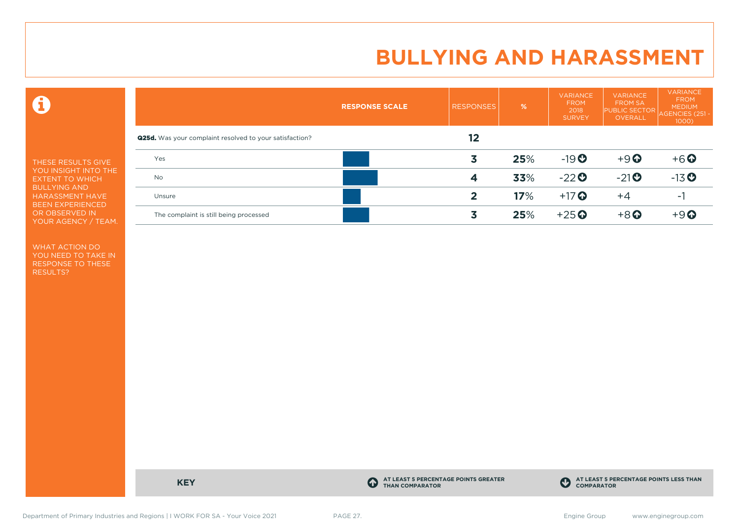# BULLYING AND HARASSMENT

THESE RESULTS GIVE YOU INSIGHT INTO THE EXTENT TO WHICH BULLYING AND HARASSMENT HAVE BEEN EXPERIENCED OR OBSERVED IN YOUR AGENCY / TEAM.

WHAT ACTION DO YOU NEED TO TAKE IN RESPONSE TO THESE RESULTS?

| RESPONSE SCALE | RESPONSES | % | VARIANCE FROM 2018 SURVEY | VARIANCE FROM SA PUBLIC SECTOR OVERALL | VARIANCE FROM MEDIUM AGENCIES (251 - 1000) |
|---|---|---|---|---|---|
| **Q25d.** Was your complaint resolved to your satisfaction? | **12** | | | | |
| Yes | **3** | **25**% | -19 ⬇ | +9 ⬆ | +6 ⬆ |
| No | **4** | **33**% | -22 ⬇ | -21 ⬇ | -13 ⬇ |
| Unsure | **2** | **17**% | +17 ⬆ | +4 | -1 |
| The complaint is still being processed | **3** | **25**% | +25 ⬆ | +8 ⬆ | +9 ⬆ |

**KEY**

⬆ AT LEAST 5 PERCENTAGE POINTS GREATER THAN COMPARATOR

⬇ AT LEAST 5 PERCENTAGE POINTS LESS THAN COMPARATOR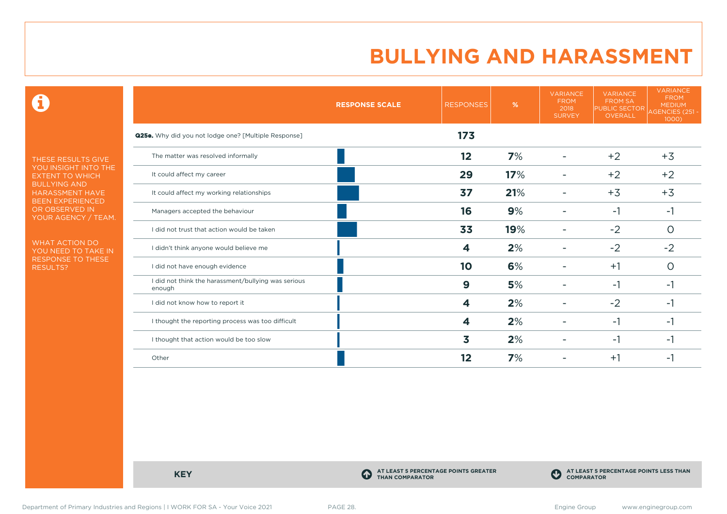# BULLYING AND HARASSMENT

THESE RESULTS GIVE YOU INSIGHT INTO THE EXTENT TO WHICH BULLYING AND HARASSMENT HAVE BEEN EXPERIENCED OR OBSERVED IN YOUR AGENCY / TEAM.

WHAT ACTION DO YOU NEED TO TAKE IN RESPONSE TO THESE RESULTS?

| | RESPONSE SCALE | RESPONSES | % | VARIANCE FROM 2018 SURVEY | VARIANCE FROM SA PUBLIC SECTOR OVERALL | VARIANCE FROM MEDIUM AGENCIES (251 - 1000) |
|---|---|---|---|---|---|---|
| **Q25e.** Why did you not lodge one? [Multiple Response] | | **173** | | | | |
| The matter was resolved informally | | **12** | **7%** | - | +2 | +3 |
| It could affect my career | | **29** | **17%** | - | +2 | +2 |
| It could affect my working relationships | | **37** | **21%** | - | +3 | +3 |
| Managers accepted the behaviour | | **16** | **9%** | - | -1 | -1 |
| I did not trust that action would be taken | | **33** | **19%** | - | -2 | 0 |
| I didn't think anyone would believe me | | **4** | **2%** | - | -2 | -2 |
| I did not have enough evidence | | **10** | **6%** | - | +1 | 0 |
| I did not think the harassment/bullying was serious enough | | **9** | **5%** | - | -1 | -1 |
| I did not know how to report it | | **4** | **2%** | - | -2 | -1 |
| I thought the reporting process was too difficult | | **4** | **2%** | - | -1 | -1 |
| I thought that action would be too slow | | **3** | **2%** | - | -1 | -1 |
| Other | | **12** | **7%** | - | +1 | -1 |

**KEY**

**AT LEAST 5 PERCENTAGE POINTS GREATER THAN COMPARATOR**

**AT LEAST 5 PERCENTAGE POINTS LESS THAN COMPARATOR**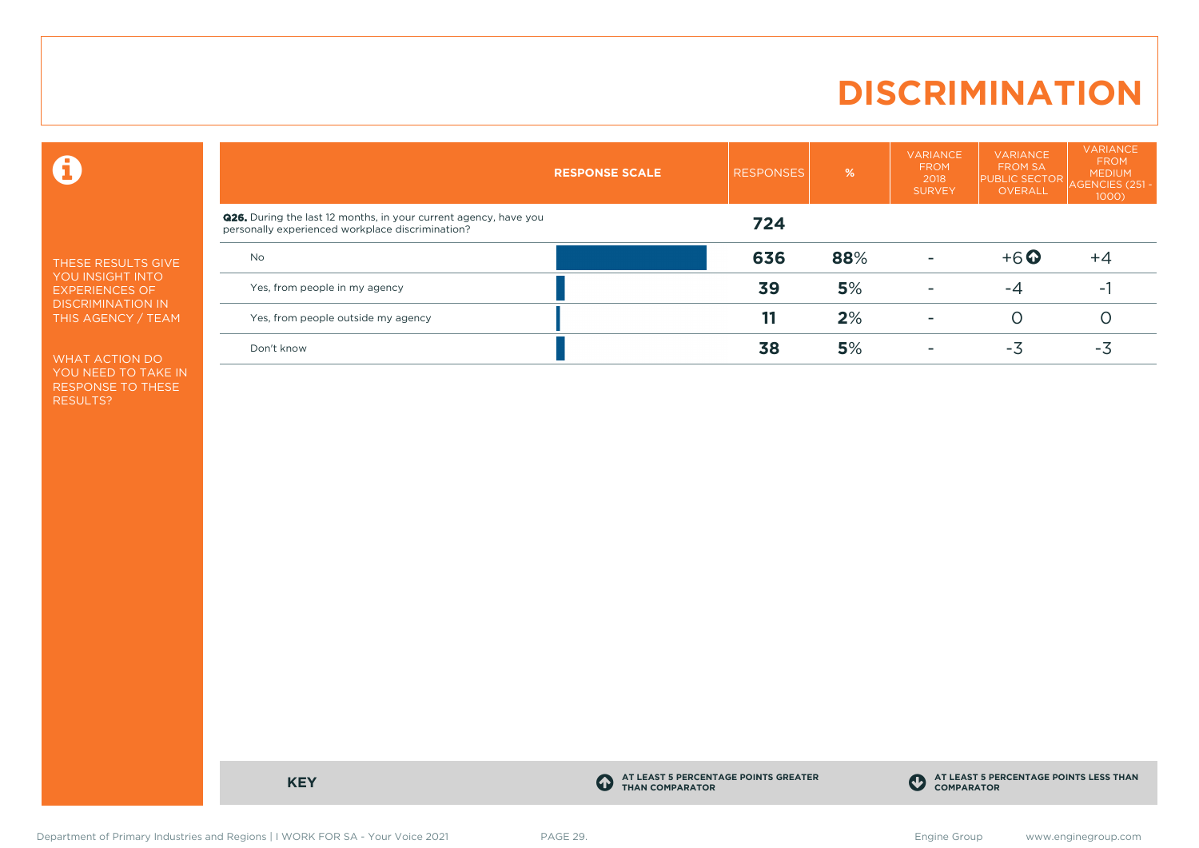# DISCRIMINATION

THESE RESULTS GIVE YOU INSIGHT INTO EXPERIENCES OF DISCRIMINATION IN THIS AGENCY / TEAM

WHAT ACTION DO YOU NEED TO TAKE IN RESPONSE TO THESE RESULTS?

| | RESPONSE SCALE | RESPONSES | % | VARIANCE FROM 2018 SURVEY | VARIANCE FROM SA PUBLIC SECTOR OVERALL | VARIANCE FROM MEDIUM AGENCIES (251 - 1000) |
|---|---|---|---|---|---|---|
| **Q26.** During the last 12 months, in your current agency, have you personally experienced workplace discrimination? | | **724** | | | | |
| No | | **636** | **88**% | - | +6 ⬆ | +4 |
| Yes, from people in my agency | | **39** | **5**% | - | -4 | -1 |
| Yes, from people outside my agency | | **11** | **2**% | - | 0 | 0 |
| Don't know | | **38** | **5**% | - | -3 | -3 |

**KEY**

⬆ AT LEAST 5 PERCENTAGE POINTS GREATER THAN COMPARATOR

⬇ AT LEAST 5 PERCENTAGE POINTS LESS THAN COMPARATOR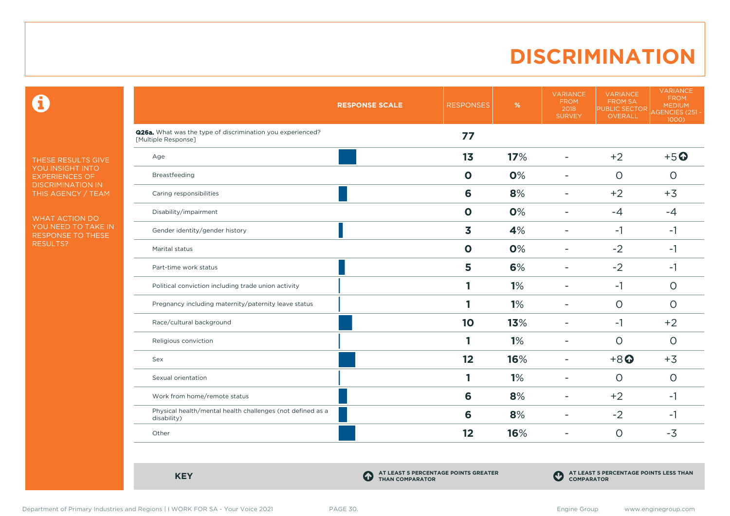# DISCRIMINATION

THESE RESULTS GIVE YOU INSIGHT INTO EXPERIENCES OF DISCRIMINATION IN THIS AGENCY / TEAM

WHAT ACTION DO YOU NEED TO TAKE IN RESPONSE TO THESE RESULTS?

| RESPONSE SCALE | RESPONSES | % | VARIANCE FROM 2018 SURVEY | VARIANCE FROM SA PUBLIC SECTOR OVERALL | VARIANCE FROM MEDIUM AGENCIES (251 - 1000) |
|---|---|---|---|---|---|
| **Q26a.** What was the type of discrimination you experienced? [Multiple Response] | **77** | | | | |
| Age | **13** | **17**% | - | +2 | +5 ⬆ |
| Breastfeeding | **0** | **0**% | - | 0 | 0 |
| Caring responsibilities | **6** | **8**% | - | +2 | +3 |
| Disability/impairment | **0** | **0**% | - | -4 | -4 |
| Gender identity/gender history | **3** | **4**% | - | -1 | -1 |
| Marital status | **0** | **0**% | - | -2 | -1 |
| Part-time work status | **5** | **6**% | - | -2 | -1 |
| Political conviction including trade union activity | **1** | **1**% | - | -1 | 0 |
| Pregnancy including maternity/paternity leave status | **1** | **1**% | - | 0 | 0 |
| Race/cultural background | **10** | **13**% | - | -1 | +2 |
| Religious conviction | **1** | **1**% | - | 0 | 0 |
| Sex | **12** | **16**% | - | +8 ⬆ | +3 |
| Sexual orientation | **1** | **1**% | - | 0 | 0 |
| Work from home/remote status | **6** | **8**% | - | +2 | -1 |
| Physical health/mental health challenges (not defined as a disability) | **6** | **8**% | - | -2 | -1 |
| Other | **12** | **16**% | - | 0 | -3 |

**KEY**

⬆ **AT LEAST 5 PERCENTAGE POINTS GREATER THAN COMPARATOR**

⬇ **AT LEAST 5 PERCENTAGE POINTS LESS THAN COMPARATOR**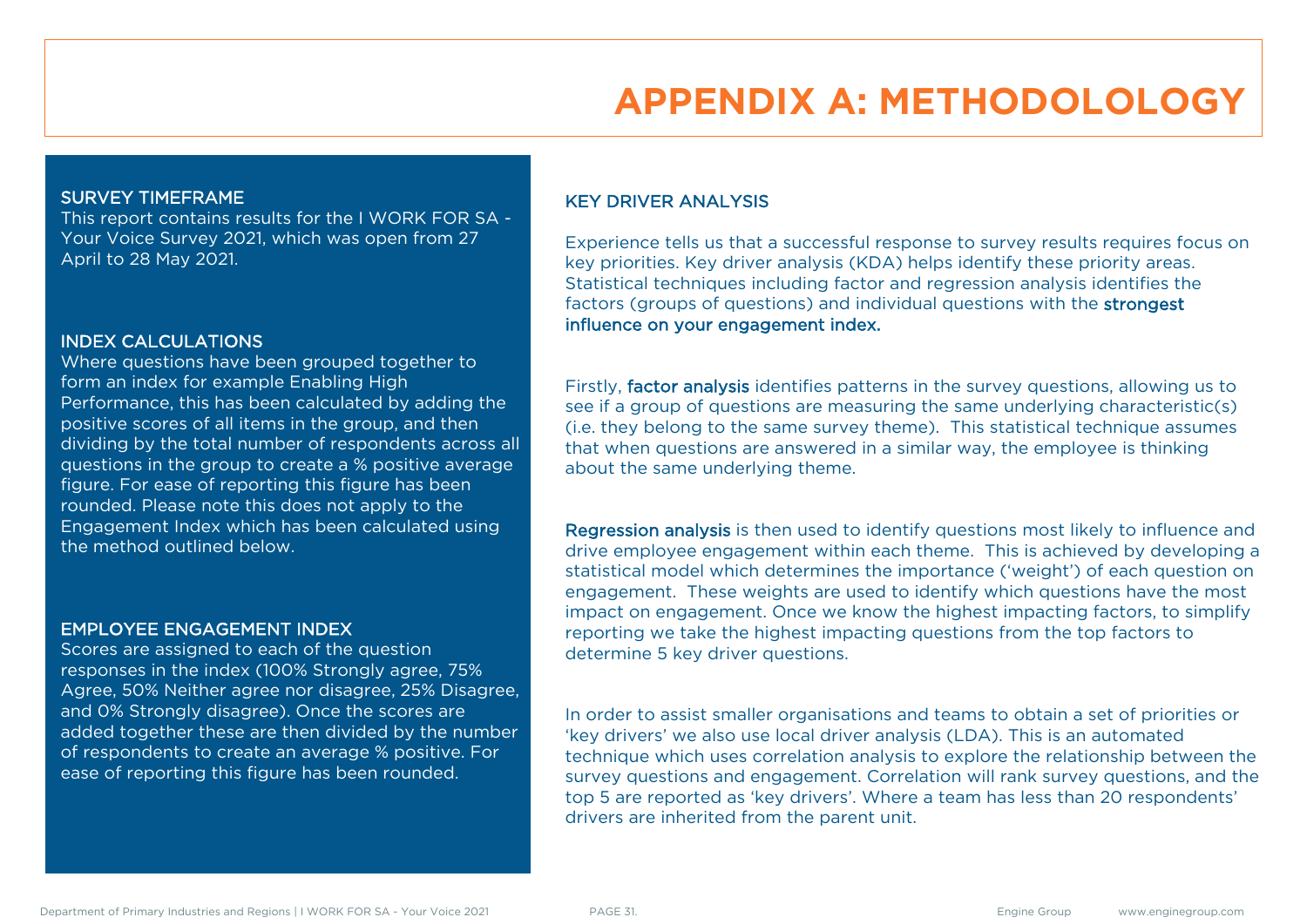# APPENDIX A: METHODOLOLOGY

## SURVEY TIMEFRAME

This report contains results for the I WORK FOR SA - Your Voice Survey 2021, which was open from 27 April to 28 May 2021.

## INDEX CALCULATIONS

Where questions have been grouped together to form an index for example Enabling High Performance, this has been calculated by adding the positive scores of all items in the group, and then dividing by the total number of respondents across all questions in the group to create a % positive average figure. For ease of reporting this figure has been rounded. Please note this does not apply to the Engagement Index which has been calculated using the method outlined below.

## EMPLOYEE ENGAGEMENT INDEX

Scores are assigned to each of the question responses in the index (100% Strongly agree, 75% Agree, 50% Neither agree nor disagree, 25% Disagree, and 0% Strongly disagree). Once the scores are added together these are then divided by the number of respondents to create an average % positive. For ease of reporting this figure has been rounded.

## KEY DRIVER ANALYSIS

Experience tells us that a successful response to survey results requires focus on key priorities. Key driver analysis (KDA) helps identify these priority areas. Statistical techniques including factor and regression analysis identifies the factors (groups of questions) and individual questions with the **strongest influence on your engagement index.**

Firstly, **factor analysis** identifies patterns in the survey questions, allowing us to see if a group of questions are measuring the same underlying characteristic(s) (i.e. they belong to the same survey theme). This statistical technique assumes that when questions are answered in a similar way, the employee is thinking about the same underlying theme.

**Regression analysis** is then used to identify questions most likely to influence and drive employee engagement within each theme. This is achieved by developing a statistical model which determines the importance ('weight') of each question on engagement. These weights are used to identify which questions have the most impact on engagement. Once we know the highest impacting factors, to simplify reporting we take the highest impacting questions from the top factors to determine 5 key driver questions.

In order to assist smaller organisations and teams to obtain a set of priorities or 'key drivers' we also use local driver analysis (LDA). This is an automated technique which uses correlation analysis to explore the relationship between the survey questions and engagement. Correlation will rank survey questions, and the top 5 are reported as 'key drivers'. Where a team has less than 20 respondents' drivers are inherited from the parent unit.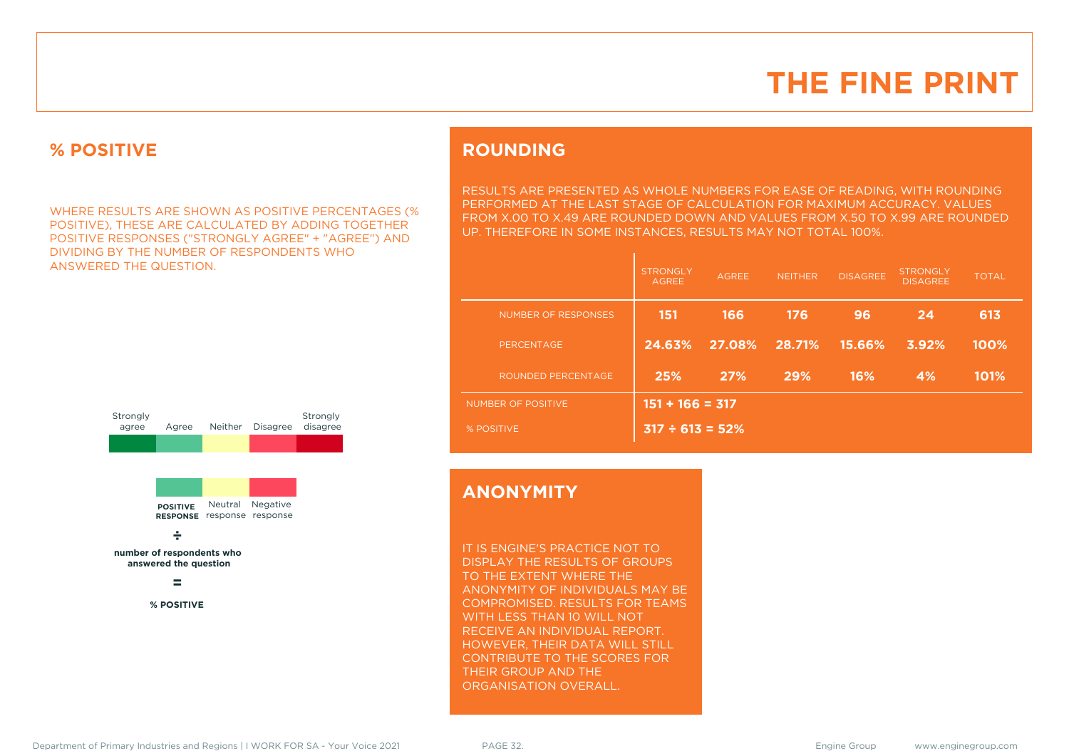# THE FINE PRINT

## % POSITIVE

WHERE RESULTS ARE SHOWN AS POSITIVE PERCENTAGES (% POSITIVE), THESE ARE CALCULATED BY ADDING TOGETHER POSITIVE RESPONSES ("STRONGLY AGREE" + "AGREE") AND DIVIDING BY THE NUMBER OF RESPONDENTS WHO ANSWERED THE QUESTION.

Strongly agree
Agree
Neither
Disagree
Strongly disagree

**POSITIVE RESPONSE**
Neutral response
Negative response

÷

**number of respondents who answered the question**

=

**% POSITIVE**

## ROUNDING

RESULTS ARE PRESENTED AS WHOLE NUMBERS FOR EASE OF READING, WITH ROUNDING PERFORMED AT THE LAST STAGE OF CALCULATION FOR MAXIMUM ACCURACY. VALUES FROM X.00 TO X.49 ARE ROUNDED DOWN AND VALUES FROM X.50 TO X.99 ARE ROUNDED UP. THEREFORE IN SOME INSTANCES, RESULTS MAY NOT TOTAL 100%.

| | STRONGLY AGREE | AGREE | NEITHER | DISAGREE | STRONGLY DISAGREE | TOTAL |
|---|---|---|---|---|---|---|
| NUMBER OF RESPONSES | **151** | **166** | **176** | **96** | **24** | **613** |
| PERCENTAGE | **24.63%** | **27.08%** | **28.71%** | **15.66%** | **3.92%** | **100%** |
| ROUNDED PERCENTAGE | **25%** | **27%** | **29%** | **16%** | **4%** | **101%** |
| NUMBER OF POSITIVE | **151 + 166 = 317** | | | | | |
| % POSITIVE | **317 ÷ 613 = 52%** | | | | | |

## ANONYMITY

IT IS ENGINE'S PRACTICE NOT TO DISPLAY THE RESULTS OF GROUPS TO THE EXTENT WHERE THE ANONYMITY OF INDIVIDUALS MAY BE COMPROMISED. RESULTS FOR TEAMS WITH LESS THAN 10 WILL NOT RECEIVE AN INDIVIDUAL REPORT. HOWEVER, THEIR DATA WILL STILL CONTRIBUTE TO THE SCORES FOR THEIR GROUP AND THE ORGANISATION OVERALL.